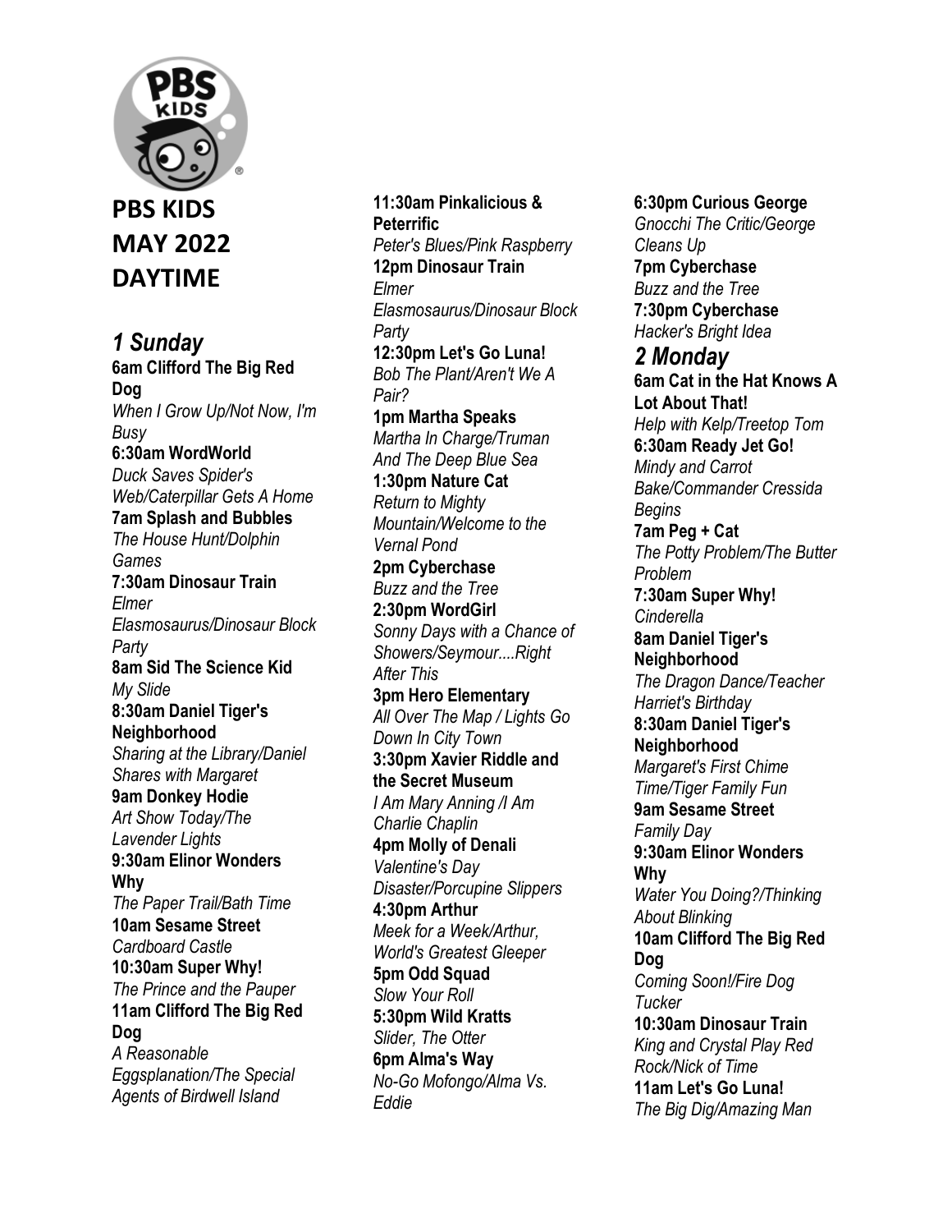# PBS KIDS MAY 2022 DAYTIME

## *1 Sunday*

**6am Clifford The Big Red Dog**
*When I Grow Up/Not Now, I'm Busy*
**6:30am WordWorld**
*Duck Saves Spider's Web/Caterpillar Gets A Home*
**7am Splash and Bubbles**
*The House Hunt/Dolphin Games*
**7:30am Dinosaur Train**
*Elmer Elasmosaurus/Dinosaur Block Party*
**8am Sid The Science Kid**
*My Slide*
**8:30am Daniel Tiger's Neighborhood**
*Sharing at the Library/Daniel Shares with Margaret*
**9am Donkey Hodie**
*Art Show Today/The Lavender Lights*
**9:30am Elinor Wonders Why**
*The Paper Trail/Bath Time*
**10am Sesame Street**
*Cardboard Castle*
**10:30am Super Why!**
*The Prince and the Pauper*
**11am Clifford The Big Red Dog**
*A Reasonable Eggsplanation/The Special Agents of Birdwell Island*
**11:30am Pinkalicious & Peterrific**
*Peter's Blues/Pink Raspberry*
**12pm Dinosaur Train**
*Elmer Elasmosaurus/Dinosaur Block Party*
**12:30pm Let's Go Luna!**
*Bob The Plant/Aren't We A Pair?*
**1pm Martha Speaks**
*Martha In Charge/Truman And The Deep Blue Sea*
**1:30pm Nature Cat**
*Return to Mighty Mountain/Welcome to the Vernal Pond*
**2pm Cyberchase**
*Buzz and the Tree*
**2:30pm WordGirl**
*Sonny Days with a Chance of Showers/Seymour....Right After This*
**3pm Hero Elementary**
*All Over The Map / Lights Go Down In City Town*
**3:30pm Xavier Riddle and the Secret Museum**
*I Am Mary Anning /I Am Charlie Chaplin*
**4pm Molly of Denali**
*Valentine's Day Disaster/Porcupine Slippers*
**4:30pm Arthur**
*Meek for a Week/Arthur, World's Greatest Gleeper*
**5pm Odd Squad**
*Slow Your Roll*
**5:30pm Wild Kratts**
*Slider, The Otter*
**6pm Alma's Way**
*No-Go Mofongo/Alma Vs. Eddie*
**6:30pm Curious George**
*Gnocchi The Critic/George Cleans Up*
**7pm Cyberchase**
*Buzz and the Tree*
**7:30pm Cyberchase**
*Hacker's Bright Idea*

## *2 Monday*

**6am Cat in the Hat Knows A Lot About That!**
*Help with Kelp/Treetop Tom*
**6:30am Ready Jet Go!**
*Mindy and Carrot Bake/Commander Cressida Begins*
**7am Peg + Cat**
*The Potty Problem/The Butter Problem*
**7:30am Super Why!**
*Cinderella*
**8am Daniel Tiger's Neighborhood**
*The Dragon Dance/Teacher Harriet's Birthday*
**8:30am Daniel Tiger's Neighborhood**
*Margaret's First Chime Time/Tiger Family Fun*
**9am Sesame Street**
*Family Day*
**9:30am Elinor Wonders Why**
*Water You Doing?/Thinking About Blinking*
**10am Clifford The Big Red Dog**
*Coming Soon!/Fire Dog Tucker*
**10:30am Dinosaur Train**
*King and Crystal Play Red Rock/Nick of Time*
**11am Let's Go Luna!**
*The Big Dig/Amazing Man*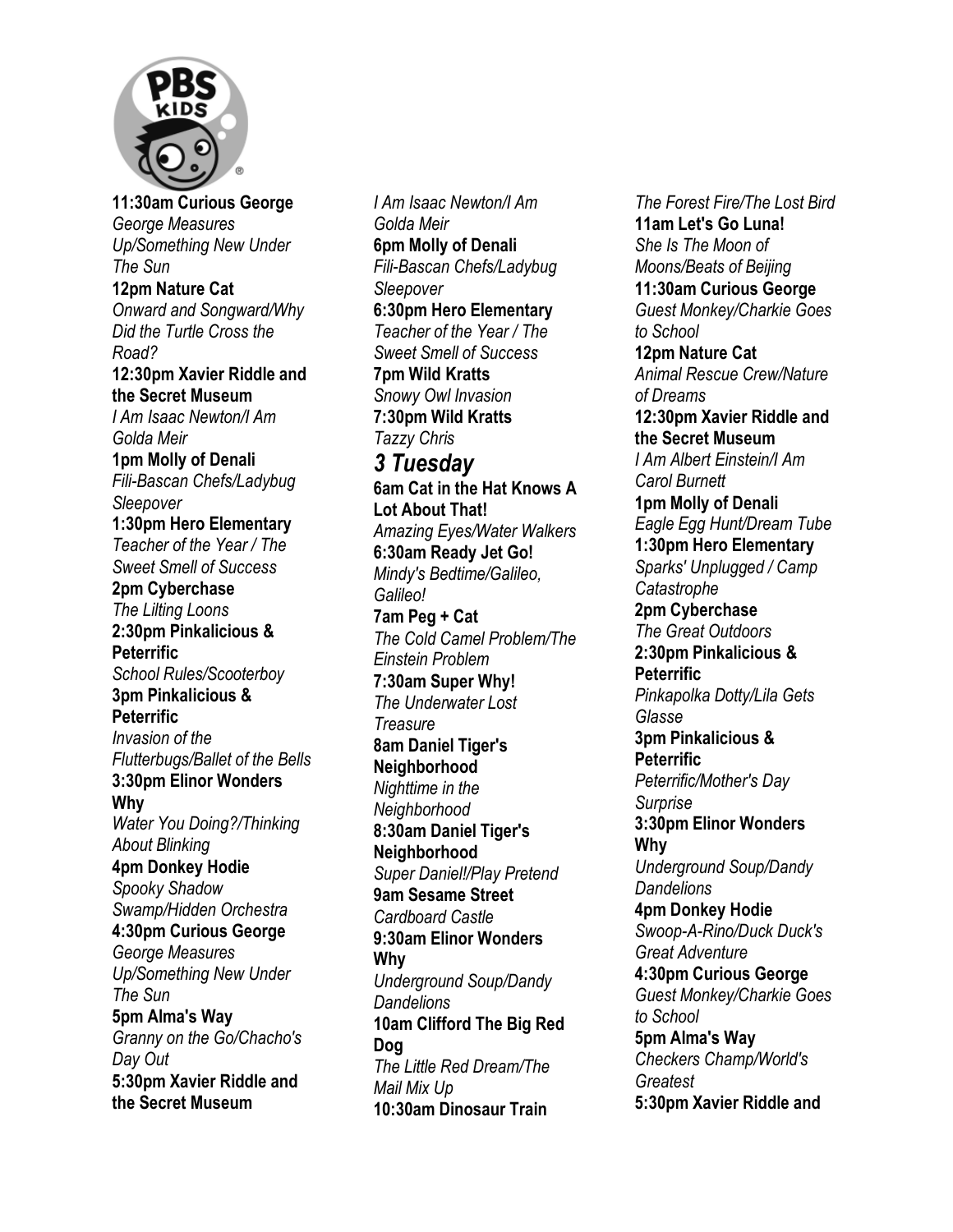**11:30am Curious George**
*George Measures Up/Something New Under The Sun*
**12pm Nature Cat**
*Onward and Songward/Why Did the Turtle Cross the Road?*
**12:30pm Xavier Riddle and the Secret Museum**
*I Am Isaac Newton/I Am Golda Meir*
**1pm Molly of Denali**
*Fili-Bascan Chefs/Ladybug Sleepover*
**1:30pm Hero Elementary**
*Teacher of the Year / The Sweet Smell of Success*
**2pm Cyberchase**
*The Lilting Loons*
**2:30pm Pinkalicious & Peterrific**
*School Rules/Scooterboy*
**3pm Pinkalicious & Peterrific**
*Invasion of the Flutterbugs/Ballet of the Bells*
**3:30pm Elinor Wonders Why**
*Water You Doing?/Thinking About Blinking*
**4pm Donkey Hodie**
*Spooky Shadow Swamp/Hidden Orchestra*
**4:30pm Curious George**
*George Measures Up/Something New Under The Sun*
**5pm Alma's Way**
*Granny on the Go/Chacho's Day Out*
**5:30pm Xavier Riddle and the Secret Museum**
*I Am Isaac Newton/I Am Golda Meir*
**6pm Molly of Denali**
*Fili-Bascan Chefs/Ladybug Sleepover*
**6:30pm Hero Elementary**
*Teacher of the Year / The Sweet Smell of Success*
**7pm Wild Kratts**
*Snowy Owl Invasion*
**7:30pm Wild Kratts**
*Tazzy Chris*

## *3 Tuesday*

**6am Cat in the Hat Knows A Lot About That!**
*Amazing Eyes/Water Walkers*
**6:30am Ready Jet Go!**
*Mindy's Bedtime/Galileo, Galileo!*
**7am Peg + Cat**
*The Cold Camel Problem/The Einstein Problem*
**7:30am Super Why!**
*The Underwater Lost Treasure*
**8am Daniel Tiger's Neighborhood**
*Nighttime in the Neighborhood*
**8:30am Daniel Tiger's Neighborhood**
*Super Daniel!/Play Pretend*
**9am Sesame Street**
*Cardboard Castle*
**9:30am Elinor Wonders Why**
*Underground Soup/Dandy Dandelions*
**10am Clifford The Big Red Dog**
*The Little Red Dream/The Mail Mix Up*
**10:30am Dinosaur Train**
*The Forest Fire/The Lost Bird*
**11am Let's Go Luna!**
*She Is The Moon of Moons/Beats of Beijing*
**11:30am Curious George**
*Guest Monkey/Charkie Goes to School*
**12pm Nature Cat**
*Animal Rescue Crew/Nature of Dreams*
**12:30pm Xavier Riddle and the Secret Museum**
*I Am Albert Einstein/I Am Carol Burnett*
**1pm Molly of Denali**
*Eagle Egg Hunt/Dream Tube*
**1:30pm Hero Elementary**
*Sparks' Unplugged / Camp Catastrophe*
**2pm Cyberchase**
*The Great Outdoors*
**2:30pm Pinkalicious & Peterrific**
*Pinkapolka Dotty/Lila Gets Glasse*
**3pm Pinkalicious & Peterrific**
*Peterrific/Mother's Day Surprise*
**3:30pm Elinor Wonders Why**
*Underground Soup/Dandy Dandelions*
**4pm Donkey Hodie**
*Swoop-A-Rino/Duck Duck's Great Adventure*
**4:30pm Curious George**
*Guest Monkey/Charkie Goes to School*
**5pm Alma's Way**
*Checkers Champ/World's Greatest*
**5:30pm Xavier Riddle and**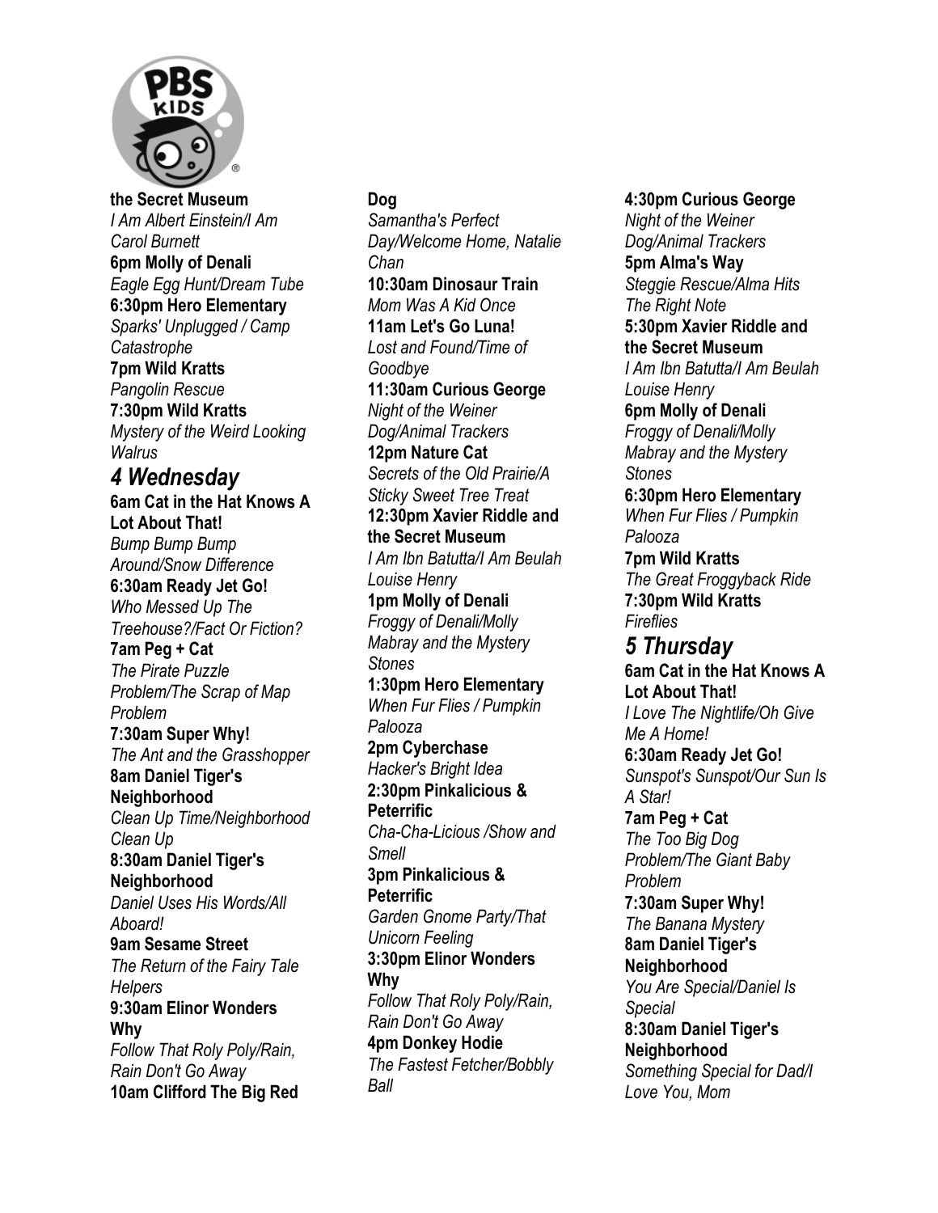**the Secret Museum**
*I Am Albert Einstein/I Am Carol Burnett*
**6pm Molly of Denali**
*Eagle Egg Hunt/Dream Tube*
**6:30pm Hero Elementary**
*Sparks' Unplugged / Camp Catastrophe*
**7pm Wild Kratts**
*Pangolin Rescue*
**7:30pm Wild Kratts**
*Mystery of the Weird Looking Walrus*

## *4 Wednesday*

**6am Cat in the Hat Knows A Lot About That!**
*Bump Bump Bump Around/Snow Difference*
**6:30am Ready Jet Go!**
*Who Messed Up The Treehouse?/Fact Or Fiction?*
**7am Peg + Cat**
*The Pirate Puzzle Problem/The Scrap of Map Problem*
**7:30am Super Why!**
*The Ant and the Grasshopper*
**8am Daniel Tiger's Neighborhood**
*Clean Up Time/Neighborhood Clean Up*
**8:30am Daniel Tiger's Neighborhood**
*Daniel Uses His Words/All Aboard!*
**9am Sesame Street**
*The Return of the Fairy Tale Helpers*
**9:30am Elinor Wonders Why**
*Follow That Roly Poly/Rain, Rain Don't Go Away*
**10am Clifford The Big Red Dog**
*Samantha's Perfect Day/Welcome Home, Natalie Chan*
**10:30am Dinosaur Train**
*Mom Was A Kid Once*
**11am Let's Go Luna!**
*Lost and Found/Time of Goodbye*
**11:30am Curious George**
*Night of the Weiner Dog/Animal Trackers*
**12pm Nature Cat**
*Secrets of the Old Prairie/A Sticky Sweet Tree Treat*
**12:30pm Xavier Riddle and the Secret Museum**
*I Am Ibn Batutta/I Am Beulah Louise Henry*
**1pm Molly of Denali**
*Froggy of Denali/Molly Mabray and the Mystery Stones*
**1:30pm Hero Elementary**
*When Fur Flies / Pumpkin Palooza*
**2pm Cyberchase**
*Hacker's Bright Idea*
**2:30pm Pinkalicious & Peterrific**
*Cha-Cha-Licious /Show and Smell*
**3pm Pinkalicious & Peterrific**
*Garden Gnome Party/That Unicorn Feeling*
**3:30pm Elinor Wonders Why**
*Follow That Roly Poly/Rain, Rain Don't Go Away*
**4pm Donkey Hodie**
*The Fastest Fetcher/Bobbly Ball*
**4:30pm Curious George**
*Night of the Weiner Dog/Animal Trackers*
**5pm Alma's Way**
*Steggie Rescue/Alma Hits The Right Note*
**5:30pm Xavier Riddle and the Secret Museum**
*I Am Ibn Batutta/I Am Beulah Louise Henry*
**6pm Molly of Denali**
*Froggy of Denali/Molly Mabray and the Mystery Stones*
**6:30pm Hero Elementary**
*When Fur Flies / Pumpkin Palooza*
**7pm Wild Kratts**
*The Great Froggyback Ride*
**7:30pm Wild Kratts**
*Fireflies*

## *5 Thursday*

**6am Cat in the Hat Knows A Lot About That!**
*I Love The Nightlife/Oh Give Me A Home!*
**6:30am Ready Jet Go!**
*Sunspot's Sunspot/Our Sun Is A Star!*
**7am Peg + Cat**
*The Too Big Dog Problem/The Giant Baby Problem*
**7:30am Super Why!**
*The Banana Mystery*
**8am Daniel Tiger's Neighborhood**
*You Are Special/Daniel Is Special*
**8:30am Daniel Tiger's Neighborhood**
*Something Special for Dad/I Love You, Mom*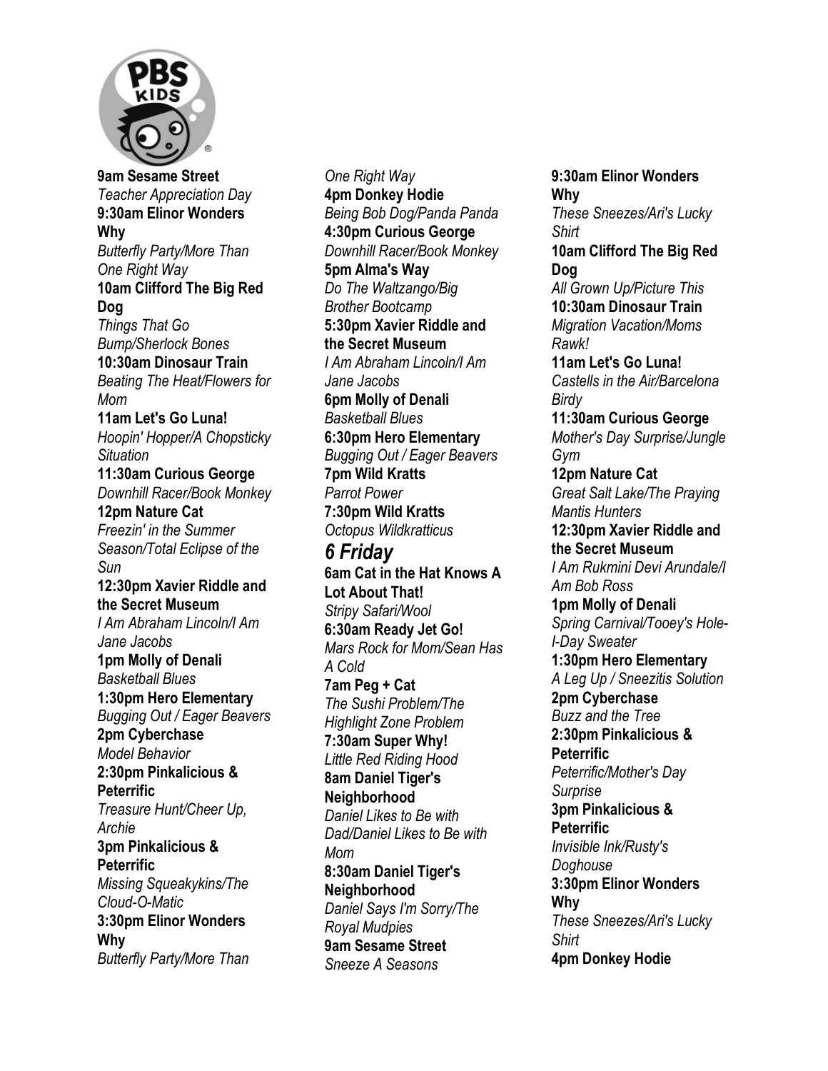**9am Sesame Street**
*Teacher Appreciation Day*
**9:30am Elinor Wonders Why**
*Butterfly Party/More Than One Right Way*
**10am Clifford The Big Red Dog**
*Things That Go Bump/Sherlock Bones*
**10:30am Dinosaur Train**
*Beating The Heat/Flowers for Mom*
**11am Let's Go Luna!**
*Hoopin' Hopper/A Chopsticky Situation*
**11:30am Curious George**
*Downhill Racer/Book Monkey*
**12pm Nature Cat**
*Freezin' in the Summer Season/Total Eclipse of the Sun*
**12:30pm Xavier Riddle and the Secret Museum**
*I Am Abraham Lincoln/I Am Jane Jacobs*
**1pm Molly of Denali**
*Basketball Blues*
**1:30pm Hero Elementary**
*Bugging Out / Eager Beavers*
**2pm Cyberchase**
*Model Behavior*
**2:30pm Pinkalicious & Peterrific**
*Treasure Hunt/Cheer Up, Archie*
**3pm Pinkalicious & Peterrific**
*Missing Squeakykins/The Cloud-O-Matic*
**3:30pm Elinor Wonders Why**
*Butterfly Party/More Than One Right Way*
**4pm Donkey Hodie**
*Being Bob Dog/Panda Panda*
**4:30pm Curious George**
*Downhill Racer/Book Monkey*
**5pm Alma's Way**
*Do The Waltzango/Big Brother Bootcamp*
**5:30pm Xavier Riddle and the Secret Museum**
*I Am Abraham Lincoln/I Am Jane Jacobs*
**6pm Molly of Denali**
*Basketball Blues*
**6:30pm Hero Elementary**
*Bugging Out / Eager Beavers*
**7pm Wild Kratts**
*Parrot Power*
**7:30pm Wild Kratts**
*Octopus Wildkratticus*

## *6 Friday*

**6am Cat in the Hat Knows A Lot About That!**
*Stripy Safari/Wool*
**6:30am Ready Jet Go!**
*Mars Rock for Mom/Sean Has A Cold*
**7am Peg + Cat**
*The Sushi Problem/The Highlight Zone Problem*
**7:30am Super Why!**
*Little Red Riding Hood*
**8am Daniel Tiger's Neighborhood**
*Daniel Likes to Be with Dad/Daniel Likes to Be with Mom*
**8:30am Daniel Tiger's Neighborhood**
*Daniel Says I'm Sorry/The Royal Mudpies*
**9am Sesame Street**
*Sneeze A Seasons*
**9:30am Elinor Wonders Why**
*These Sneezes/Ari's Lucky Shirt*
**10am Clifford The Big Red Dog**
*All Grown Up/Picture This*
**10:30am Dinosaur Train**
*Migration Vacation/Moms Rawk!*
**11am Let's Go Luna!**
*Castells in the Air/Barcelona Birdy*
**11:30am Curious George**
*Mother's Day Surprise/Jungle Gym*
**12pm Nature Cat**
*Great Salt Lake/The Praying Mantis Hunters*
**12:30pm Xavier Riddle and the Secret Museum**
*I Am Rukmini Devi Arundale/I Am Bob Ross*
**1pm Molly of Denali**
*Spring Carnival/Tooey's Hole-I-Day Sweater*
**1:30pm Hero Elementary**
*A Leg Up / Sneezitis Solution*
**2pm Cyberchase**
*Buzz and the Tree*
**2:30pm Pinkalicious & Peterrific**
*Peterrific/Mother's Day Surprise*
**3pm Pinkalicious & Peterrific**
*Invisible Ink/Rusty's Doghouse*
**3:30pm Elinor Wonders Why**
*These Sneezes/Ari's Lucky Shirt*
**4pm Donkey Hodie**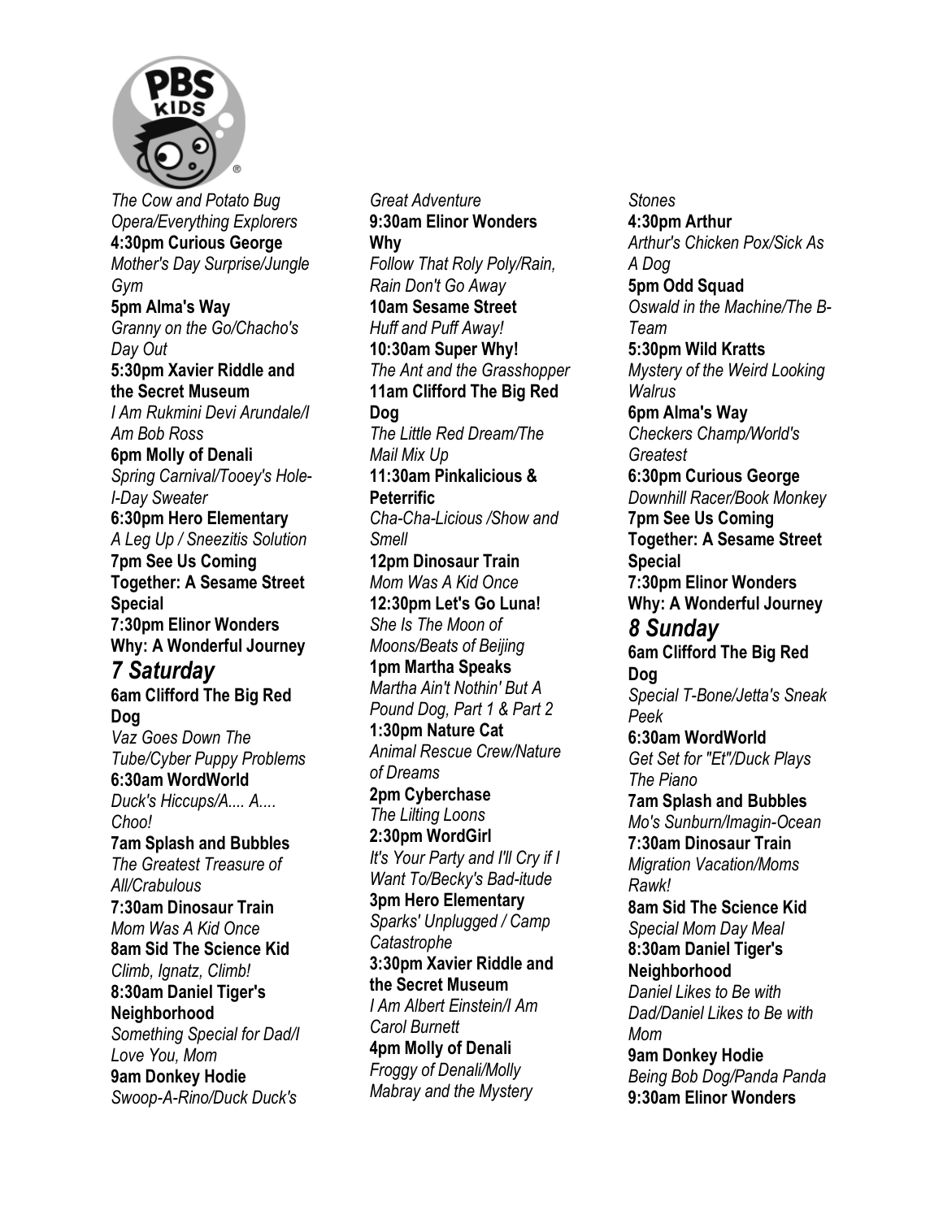*The Cow and Potato Bug Opera/Everything Explorers*
**4:30pm Curious George**
*Mother's Day Surprise/Jungle Gym*
**5pm Alma's Way**
*Granny on the Go/Chacho's Day Out*
**5:30pm Xavier Riddle and the Secret Museum**
*I Am Rukmini Devi Arundale/I Am Bob Ross*
**6pm Molly of Denali**
*Spring Carnival/Tooey's Hole-I-Day Sweater*
**6:30pm Hero Elementary**
*A Leg Up / Sneezitis Solution*
**7pm See Us Coming Together: A Sesame Street Special**
**7:30pm Elinor Wonders Why: A Wonderful Journey**

## *7 Saturday*

**6am Clifford The Big Red Dog**
*Vaz Goes Down The Tube/Cyber Puppy Problems*
**6:30am WordWorld**
*Duck's Hiccups/A.... A.... Choo!*
**7am Splash and Bubbles**
*The Greatest Treasure of All/Crabulous*
**7:30am Dinosaur Train**
*Mom Was A Kid Once*
**8am Sid The Science Kid**
*Climb, Ignatz, Climb!*
**8:30am Daniel Tiger's Neighborhood**
*Something Special for Dad/I Love You, Mom*
**9am Donkey Hodie**
*Swoop-A-Rino/Duck Duck's Great Adventure*
**9:30am Elinor Wonders Why**
*Follow That Roly Poly/Rain, Rain Don't Go Away*
**10am Sesame Street**
*Huff and Puff Away!*
**10:30am Super Why!**
*The Ant and the Grasshopper*
**11am Clifford The Big Red Dog**
*The Little Red Dream/The Mail Mix Up*
**11:30am Pinkalicious & Peterrific**
*Cha-Cha-Licious /Show and Smell*
**12pm Dinosaur Train**
*Mom Was A Kid Once*
**12:30pm Let's Go Luna!**
*She Is The Moon of Moons/Beats of Beijing*
**1pm Martha Speaks**
*Martha Ain't Nothin' But A Pound Dog, Part 1 & Part 2*
**1:30pm Nature Cat**
*Animal Rescue Crew/Nature of Dreams*
**2pm Cyberchase**
*The Lilting Loons*
**2:30pm WordGirl**
*It's Your Party and I'll Cry if I Want To/Becky's Bad-itude*
**3pm Hero Elementary**
*Sparks' Unplugged / Camp Catastrophe*
**3:30pm Xavier Riddle and the Secret Museum**
*I Am Albert Einstein/I Am Carol Burnett*
**4pm Molly of Denali**
*Froggy of Denali/Molly Mabray and the Mystery Stones*
**4:30pm Arthur**
*Arthur's Chicken Pox/Sick As A Dog*
**5pm Odd Squad**
*Oswald in the Machine/The B-Team*
**5:30pm Wild Kratts**
*Mystery of the Weird Looking Walrus*
**6pm Alma's Way**
*Checkers Champ/World's Greatest*
**6:30pm Curious George**
*Downhill Racer/Book Monkey*
**7pm See Us Coming Together: A Sesame Street Special**
**7:30pm Elinor Wonders Why: A Wonderful Journey**

## *8 Sunday*

**6am Clifford The Big Red Dog**
*Special T-Bone/Jetta's Sneak Peek*
**6:30am WordWorld**
*Get Set for "Et"/Duck Plays The Piano*
**7am Splash and Bubbles**
*Mo's Sunburn/Imagin-Ocean*
**7:30am Dinosaur Train**
*Migration Vacation/Moms Rawk!*
**8am Sid The Science Kid**
*Special Mom Day Meal*
**8:30am Daniel Tiger's Neighborhood**
*Daniel Likes to Be with Dad/Daniel Likes to Be with Mom*
**9am Donkey Hodie**
*Being Bob Dog/Panda Panda*
**9:30am Elinor Wonders**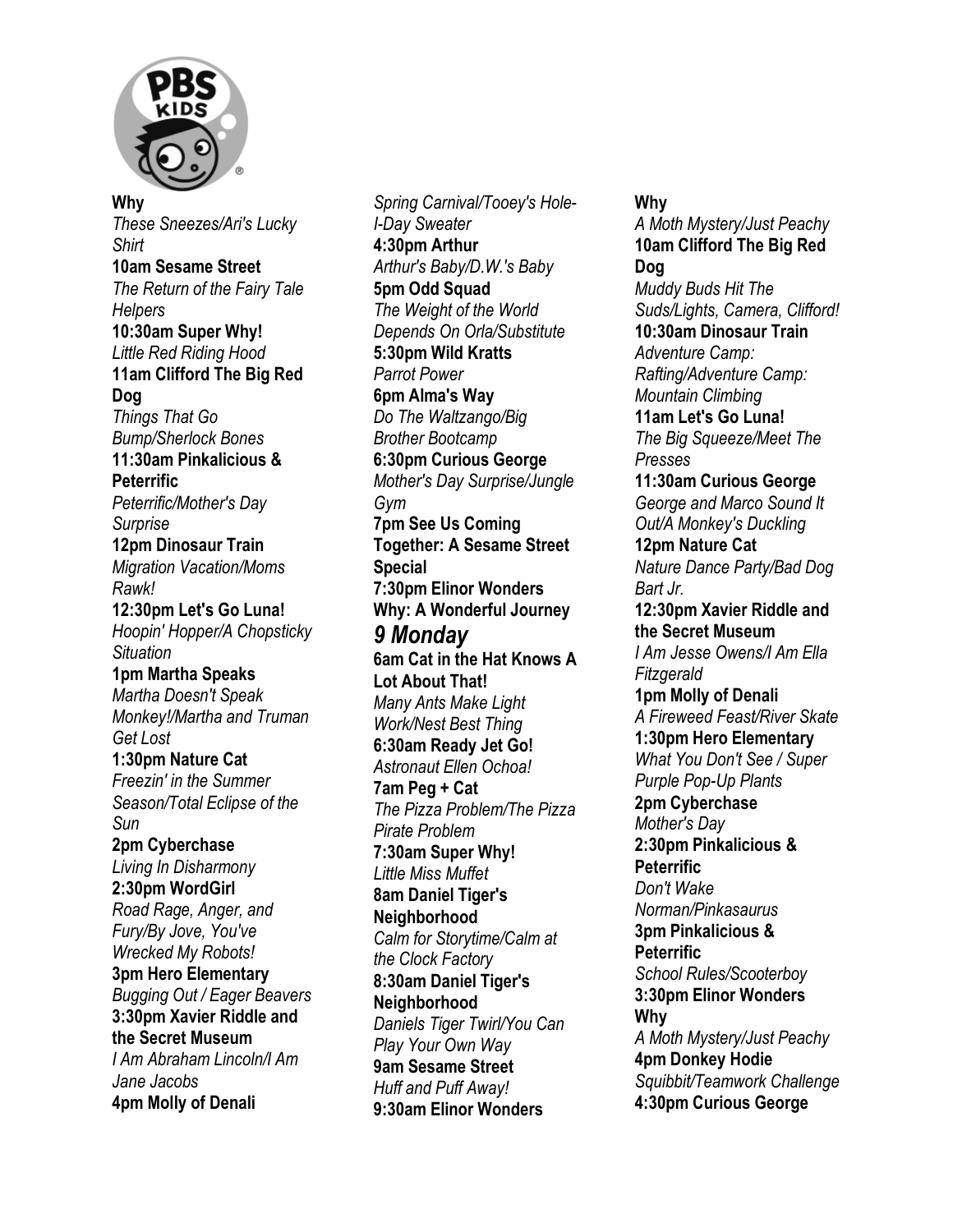**Why**

*These Sneezes/Ari's Lucky Shirt*

**10am Sesame Street**

*The Return of the Fairy Tale Helpers*

**10:30am Super Why!**

*Little Red Riding Hood*

**11am Clifford The Big Red Dog**

*Things That Go Bump/Sherlock Bones*

**11:30am Pinkalicious & Peterrific**

*Peterrific/Mother's Day Surprise*

**12pm Dinosaur Train**

*Migration Vacation/Moms Rawk!*

**12:30pm Let's Go Luna!**

*Hoopin' Hopper/A Chopsticky Situation*

**1pm Martha Speaks**

*Martha Doesn't Speak Monkey!/Martha and Truman Get Lost*

**1:30pm Nature Cat**

*Freezin' in the Summer Season/Total Eclipse of the Sun*

**2pm Cyberchase**

*Living In Disharmony*

**2:30pm WordGirl**

*Road Rage, Anger, and Fury/By Jove, You've Wrecked My Robots!*

**3pm Hero Elementary**

*Bugging Out / Eager Beavers*

**3:30pm Xavier Riddle and the Secret Museum**

*I Am Abraham Lincoln/I Am Jane Jacobs*

**4pm Molly of Denali**

*Spring Carnival/Tooey's Hole-I-Day Sweater*

**4:30pm Arthur**

*Arthur's Baby/D.W.'s Baby*

**5pm Odd Squad**

*The Weight of the World Depends On Orla/Substitute*

**5:30pm Wild Kratts**

*Parrot Power*

**6pm Alma's Way**

*Do The Waltzango/Big Brother Bootcamp*

**6:30pm Curious George**

*Mother's Day Surprise/Jungle Gym*

**7pm See Us Coming Together: A Sesame Street Special**

**7:30pm Elinor Wonders Why: A Wonderful Journey**

## *9 Monday*

**6am Cat in the Hat Knows A Lot About That!**

*Many Ants Make Light Work/Nest Best Thing*

**6:30am Ready Jet Go!**

*Astronaut Ellen Ochoa!*

**7am Peg + Cat**

*The Pizza Problem/The Pizza Pirate Problem*

**7:30am Super Why!**

*Little Miss Muffet*

**8am Daniel Tiger's Neighborhood**

*Calm for Storytime/Calm at the Clock Factory*

**8:30am Daniel Tiger's Neighborhood**

*Daniels Tiger Twirl/You Can Play Your Own Way*

**9am Sesame Street**

*Huff and Puff Away!*

**9:30am Elinor Wonders Why**

*A Moth Mystery/Just Peachy*

**10am Clifford The Big Red Dog**

*Muddy Buds Hit The Suds/Lights, Camera, Clifford!*

**10:30am Dinosaur Train**

*Adventure Camp: Rafting/Adventure Camp: Mountain Climbing*

**11am Let's Go Luna!**

*The Big Squeeze/Meet The Presses*

**11:30am Curious George**

*George and Marco Sound It Out/A Monkey's Duckling*

**12pm Nature Cat**

*Nature Dance Party/Bad Dog Bart Jr.*

**12:30pm Xavier Riddle and the Secret Museum**

*I Am Jesse Owens/I Am Ella Fitzgerald*

**1pm Molly of Denali**

*A Fireweed Feast/River Skate*

**1:30pm Hero Elementary**

*What You Don't See / Super Purple Pop-Up Plants*

**2pm Cyberchase**

*Mother's Day*

**2:30pm Pinkalicious & Peterrific**

*Don't Wake Norman/Pinkasaurus*

**3pm Pinkalicious & Peterrific**

*School Rules/Scooterboy*

**3:30pm Elinor Wonders Why**

*A Moth Mystery/Just Peachy*

**4pm Donkey Hodie**

*Squibbit/Teamwork Challenge*

**4:30pm Curious George**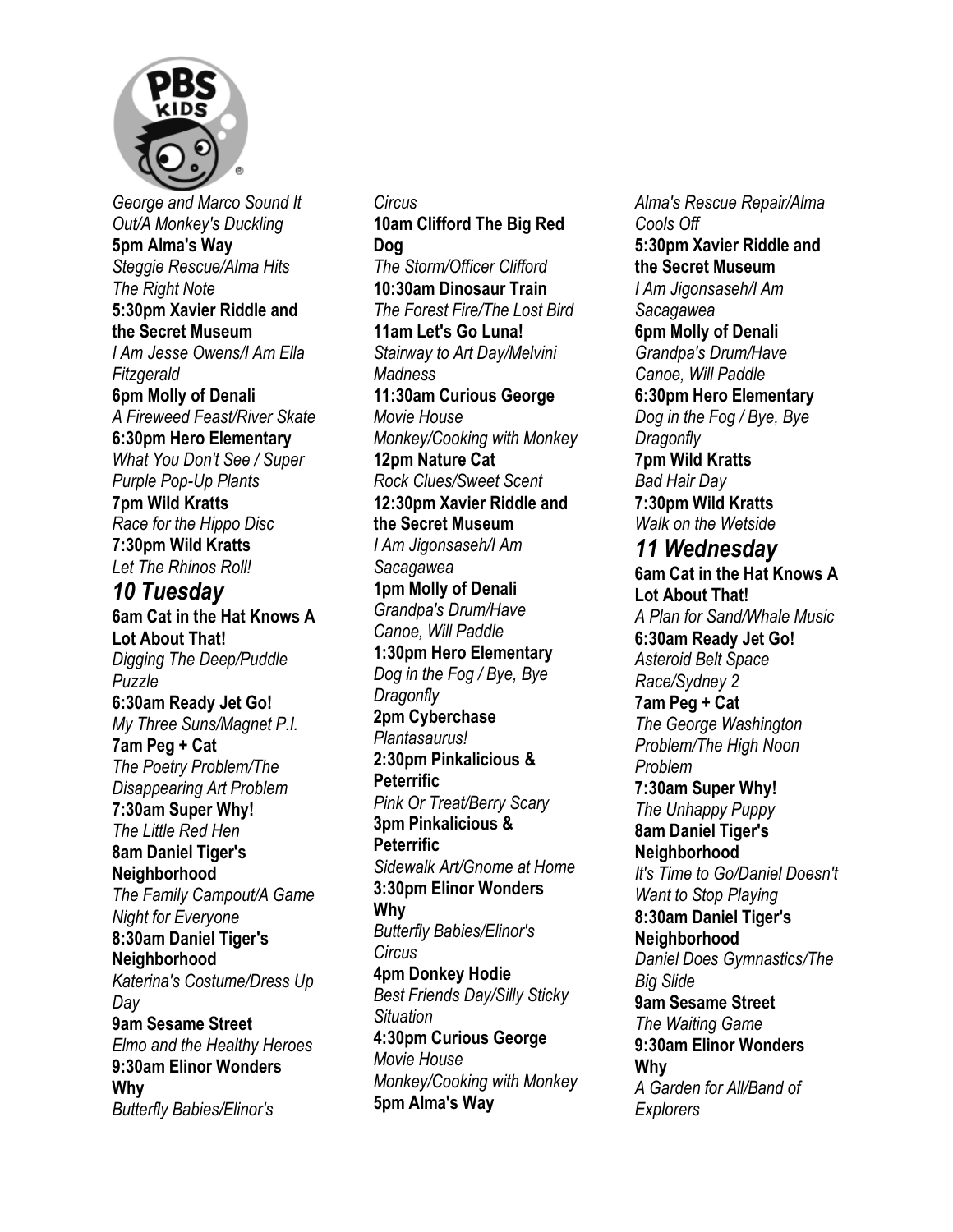*George and Marco Sound It Out/A Monkey's Duckling*

**5pm Alma's Way**
*Steggie Rescue/Alma Hits The Right Note*

**5:30pm Xavier Riddle and the Secret Museum**
*I Am Jesse Owens/I Am Ella Fitzgerald*

**6pm Molly of Denali**
*A Fireweed Feast/River Skate*

**6:30pm Hero Elementary**
*What You Don't See / Super Purple Pop-Up Plants*

**7pm Wild Kratts**
*Race for the Hippo Disc*

**7:30pm Wild Kratts**
*Let The Rhinos Roll!*

## *10 Tuesday*

**6am Cat in the Hat Knows A Lot About That!**
*Digging The Deep/Puddle Puzzle*

**6:30am Ready Jet Go!**
*My Three Suns/Magnet P.I.*

**7am Peg + Cat**
*The Poetry Problem/The Disappearing Art Problem*

**7:30am Super Why!**
*The Little Red Hen*

**8am Daniel Tiger's Neighborhood**
*The Family Campout/A Game Night for Everyone*

**8:30am Daniel Tiger's Neighborhood**
*Katerina's Costume/Dress Up Day*

**9am Sesame Street**
*Elmo and the Healthy Heroes*

**9:30am Elinor Wonders Why**
*Butterfly Babies/Elinor's Circus*

**10am Clifford The Big Red Dog**
*The Storm/Officer Clifford*

**10:30am Dinosaur Train**
*The Forest Fire/The Lost Bird*

**11am Let's Go Luna!**
*Stairway to Art Day/Melvini Madness*

**11:30am Curious George**
*Movie House Monkey/Cooking with Monkey*

**12pm Nature Cat**
*Rock Clues/Sweet Scent*

**12:30pm Xavier Riddle and the Secret Museum**
*I Am Jigonsaseh/I Am Sacagawea*

**1pm Molly of Denali**
*Grandpa's Drum/Have Canoe, Will Paddle*

**1:30pm Hero Elementary**
*Dog in the Fog / Bye, Bye Dragonfly*

**2pm Cyberchase**
*Plantasaurus!*

**2:30pm Pinkalicious & Peterrific**
*Pink Or Treat/Berry Scary*

**3pm Pinkalicious & Peterrific**
*Sidewalk Art/Gnome at Home*

**3:30pm Elinor Wonders Why**
*Butterfly Babies/Elinor's Circus*

**4pm Donkey Hodie**
*Best Friends Day/Silly Sticky Situation*

**4:30pm Curious George**
*Movie House Monkey/Cooking with Monkey*

**5pm Alma's Way**
*Alma's Rescue Repair/Alma Cools Off*

**5:30pm Xavier Riddle and the Secret Museum**
*I Am Jigonsaseh/I Am Sacagawea*

**6pm Molly of Denali**
*Grandpa's Drum/Have Canoe, Will Paddle*

**6:30pm Hero Elementary**
*Dog in the Fog / Bye, Bye Dragonfly*

**7pm Wild Kratts**
*Bad Hair Day*

**7:30pm Wild Kratts**
*Walk on the Wetside*

## *11 Wednesday*

**6am Cat in the Hat Knows A Lot About That!**
*A Plan for Sand/Whale Music*

**6:30am Ready Jet Go!**
*Asteroid Belt Space Race/Sydney 2*

**7am Peg + Cat**
*The George Washington Problem/The High Noon Problem*

**7:30am Super Why!**
*The Unhappy Puppy*

**8am Daniel Tiger's Neighborhood**
*It's Time to Go/Daniel Doesn't Want to Stop Playing*

**8:30am Daniel Tiger's Neighborhood**
*Daniel Does Gymnastics/The Big Slide*

**9am Sesame Street**
*The Waiting Game*

**9:30am Elinor Wonders Why**
*A Garden for All/Band of Explorers*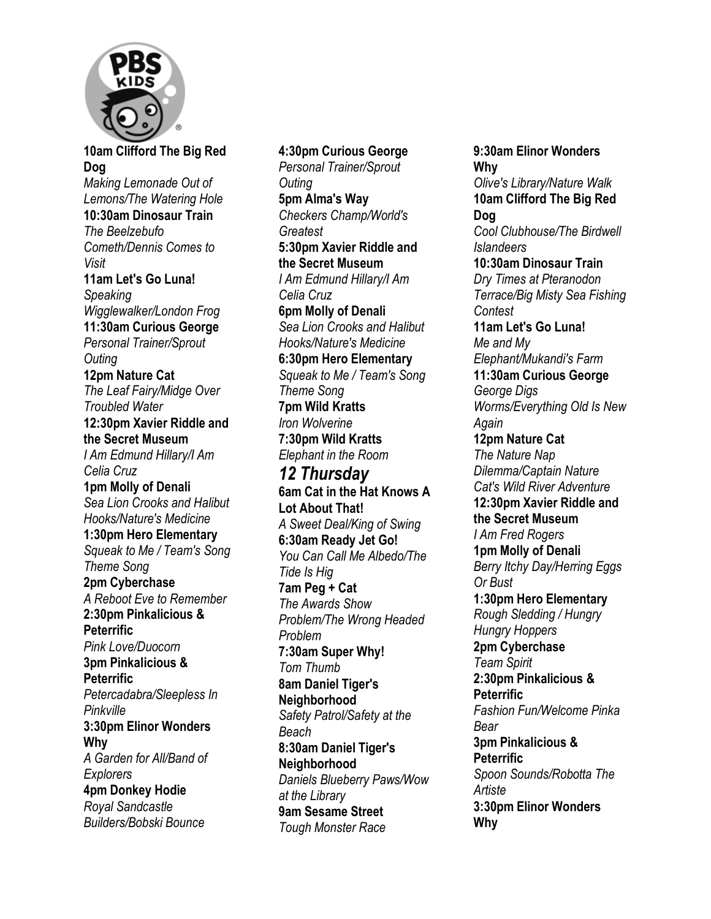**10am Clifford The Big Red Dog**
*Making Lemonade Out of Lemons/The Watering Hole*
**10:30am Dinosaur Train**
*The Beelzebufo Cometh/Dennis Comes to Visit*
**11am Let's Go Luna!**
*Speaking Wigglewalker/London Frog*
**11:30am Curious George**
*Personal Trainer/Sprout Outing*
**12pm Nature Cat**
*The Leaf Fairy/Midge Over Troubled Water*
**12:30pm Xavier Riddle and the Secret Museum**
*I Am Edmund Hillary/I Am Celia Cruz*
**1pm Molly of Denali**
*Sea Lion Crooks and Halibut Hooks/Nature's Medicine*
**1:30pm Hero Elementary**
*Squeak to Me / Team's Song Theme Song*
**2pm Cyberchase**
*A Reboot Eve to Remember*
**2:30pm Pinkalicious & Peterrific**
*Pink Love/Duocorn*
**3pm Pinkalicious & Peterrific**
*Petercadabra/Sleepless In Pinkville*
**3:30pm Elinor Wonders Why**
*A Garden for All/Band of Explorers*
**4pm Donkey Hodie**
*Royal Sandcastle Builders/Bobski Bounce*
**4:30pm Curious George**
*Personal Trainer/Sprout Outing*
**5pm Alma's Way**
*Checkers Champ/World's Greatest*
**5:30pm Xavier Riddle and the Secret Museum**
*I Am Edmund Hillary/I Am Celia Cruz*
**6pm Molly of Denali**
*Sea Lion Crooks and Halibut Hooks/Nature's Medicine*
**6:30pm Hero Elementary**
*Squeak to Me / Team's Song Theme Song*
**7pm Wild Kratts**
*Iron Wolverine*
**7:30pm Wild Kratts**
*Elephant in the Room*

## *12 Thursday*

**6am Cat in the Hat Knows A Lot About That!**
*A Sweet Deal/King of Swing*
**6:30am Ready Jet Go!**
*You Can Call Me Albedo/The Tide Is Hig*
**7am Peg + Cat**
*The Awards Show Problem/The Wrong Headed Problem*
**7:30am Super Why!**
*Tom Thumb*
**8am Daniel Tiger's Neighborhood**
*Safety Patrol/Safety at the Beach*
**8:30am Daniel Tiger's Neighborhood**
*Daniels Blueberry Paws/Wow at the Library*
**9am Sesame Street**
*Tough Monster Race*
**9:30am Elinor Wonders Why**
*Olive's Library/Nature Walk*
**10am Clifford The Big Red Dog**
*Cool Clubhouse/The Birdwell Islandeers*
**10:30am Dinosaur Train**
*Dry Times at Pteranodon Terrace/Big Misty Sea Fishing Contest*
**11am Let's Go Luna!**
*Me and My Elephant/Mukandi's Farm*
**11:30am Curious George**
*George Digs Worms/Everything Old Is New Again*
**12pm Nature Cat**
*The Nature Nap Dilemma/Captain Nature Cat's Wild River Adventure*
**12:30pm Xavier Riddle and the Secret Museum**
*I Am Fred Rogers*
**1pm Molly of Denali**
*Berry Itchy Day/Herring Eggs Or Bust*
**1:30pm Hero Elementary**
*Rough Sledding / Hungry Hungry Hoppers*
**2pm Cyberchase**
*Team Spirit*
**2:30pm Pinkalicious & Peterrific**
*Fashion Fun/Welcome Pinka Bear*
**3pm Pinkalicious & Peterrific**
*Spoon Sounds/Robotta The Artiste*
**3:30pm Elinor Wonders Why**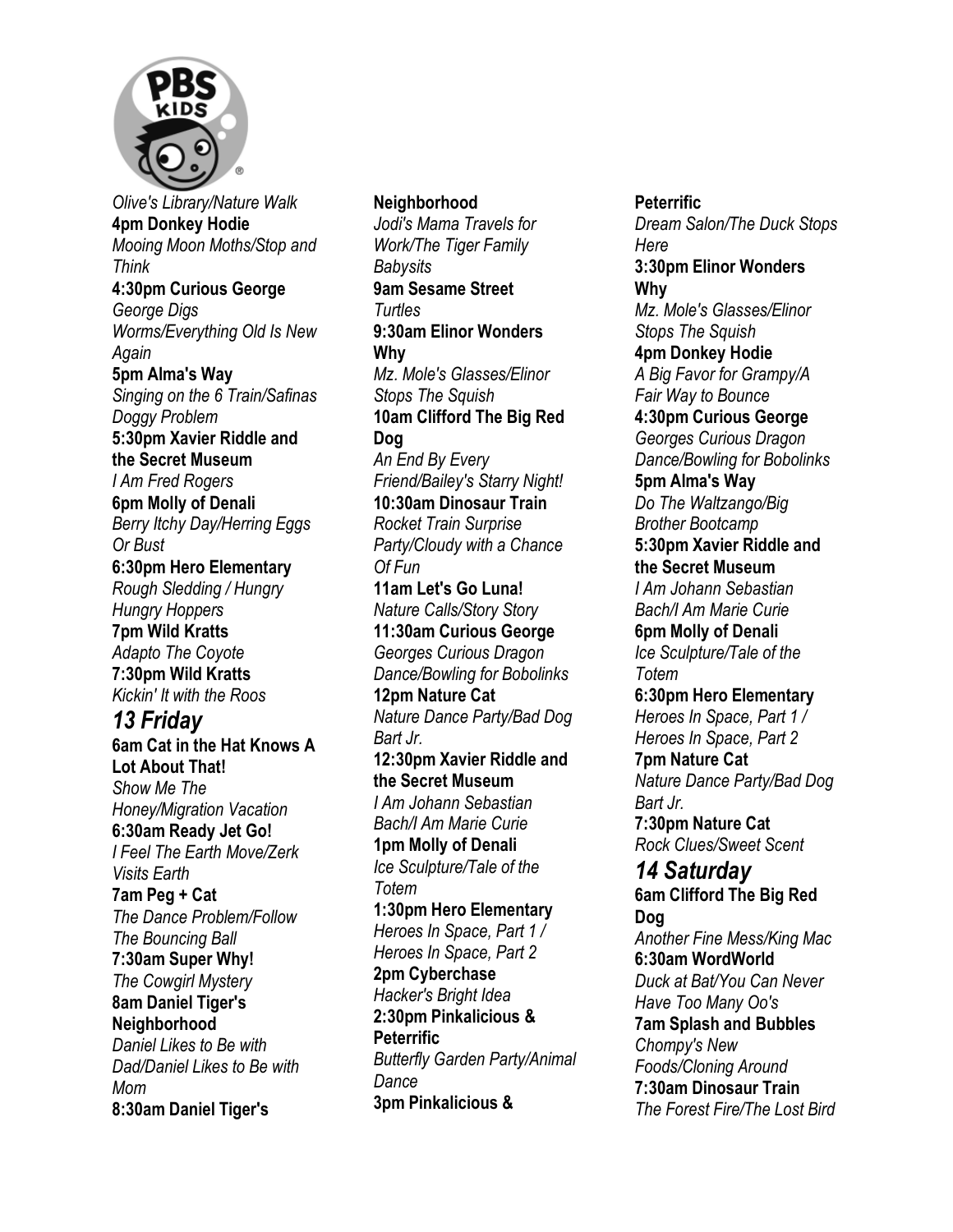*Olive's Library/Nature Walk*
**4pm Donkey Hodie**
*Mooing Moon Moths/Stop and Think*
**4:30pm Curious George**
*George Digs Worms/Everything Old Is New Again*
**5pm Alma's Way**
*Singing on the 6 Train/Safinas Doggy Problem*
**5:30pm Xavier Riddle and the Secret Museum**
*I Am Fred Rogers*
**6pm Molly of Denali**
*Berry Itchy Day/Herring Eggs Or Bust*
**6:30pm Hero Elementary**
*Rough Sledding / Hungry Hungry Hoppers*
**7pm Wild Kratts**
*Adapto The Coyote*
**7:30pm Wild Kratts**
*Kickin' It with the Roos*

## *13 Friday*

**6am Cat in the Hat Knows A Lot About That!**
*Show Me The Honey/Migration Vacation*
**6:30am Ready Jet Go!**
*I Feel The Earth Move/Zerk Visits Earth*
**7am Peg + Cat**
*The Dance Problem/Follow The Bouncing Ball*
**7:30am Super Why!**
*The Cowgirl Mystery*
**8am Daniel Tiger's Neighborhood**
*Daniel Likes to Be with Dad/Daniel Likes to Be with Mom*
**8:30am Daniel Tiger's Neighborhood**
*Jodi's Mama Travels for Work/The Tiger Family Babysits*
**9am Sesame Street**
*Turtles*
**9:30am Elinor Wonders Why**
*Mz. Mole's Glasses/Elinor Stops The Squish*
**10am Clifford The Big Red Dog**
*An End By Every Friend/Bailey's Starry Night!*
**10:30am Dinosaur Train**
*Rocket Train Surprise Party/Cloudy with a Chance Of Fun*
**11am Let's Go Luna!**
*Nature Calls/Story Story*
**11:30am Curious George**
*Georges Curious Dragon Dance/Bowling for Bobolinks*
**12pm Nature Cat**
*Nature Dance Party/Bad Dog Bart Jr.*
**12:30pm Xavier Riddle and the Secret Museum**
*I Am Johann Sebastian Bach/I Am Marie Curie*
**1pm Molly of Denali**
*Ice Sculpture/Tale of the Totem*
**1:30pm Hero Elementary**
*Heroes In Space, Part 1 / Heroes In Space, Part 2*
**2pm Cyberchase**
*Hacker's Bright Idea*
**2:30pm Pinkalicious & Peterrific**
*Butterfly Garden Party/Animal Dance*
**3pm Pinkalicious & Peterrific**
*Dream Salon/The Duck Stops Here*
**3:30pm Elinor Wonders Why**
*Mz. Mole's Glasses/Elinor Stops The Squish*
**4pm Donkey Hodie**
*A Big Favor for Grampy/A Fair Way to Bounce*
**4:30pm Curious George**
*Georges Curious Dragon Dance/Bowling for Bobolinks*
**5pm Alma's Way**
*Do The Waltzango/Big Brother Bootcamp*
**5:30pm Xavier Riddle and the Secret Museum**
*I Am Johann Sebastian Bach/I Am Marie Curie*
**6pm Molly of Denali**
*Ice Sculpture/Tale of the Totem*
**6:30pm Hero Elementary**
*Heroes In Space, Part 1 / Heroes In Space, Part 2*
**7pm Nature Cat**
*Nature Dance Party/Bad Dog Bart Jr.*
**7:30pm Nature Cat**
*Rock Clues/Sweet Scent*

## *14 Saturday*

**6am Clifford The Big Red Dog**
*Another Fine Mess/King Mac*
**6:30am WordWorld**
*Duck at Bat/You Can Never Have Too Many Oo's*
**7am Splash and Bubbles**
*Chompy's New Foods/Cloning Around*
**7:30am Dinosaur Train**
*The Forest Fire/The Lost Bird*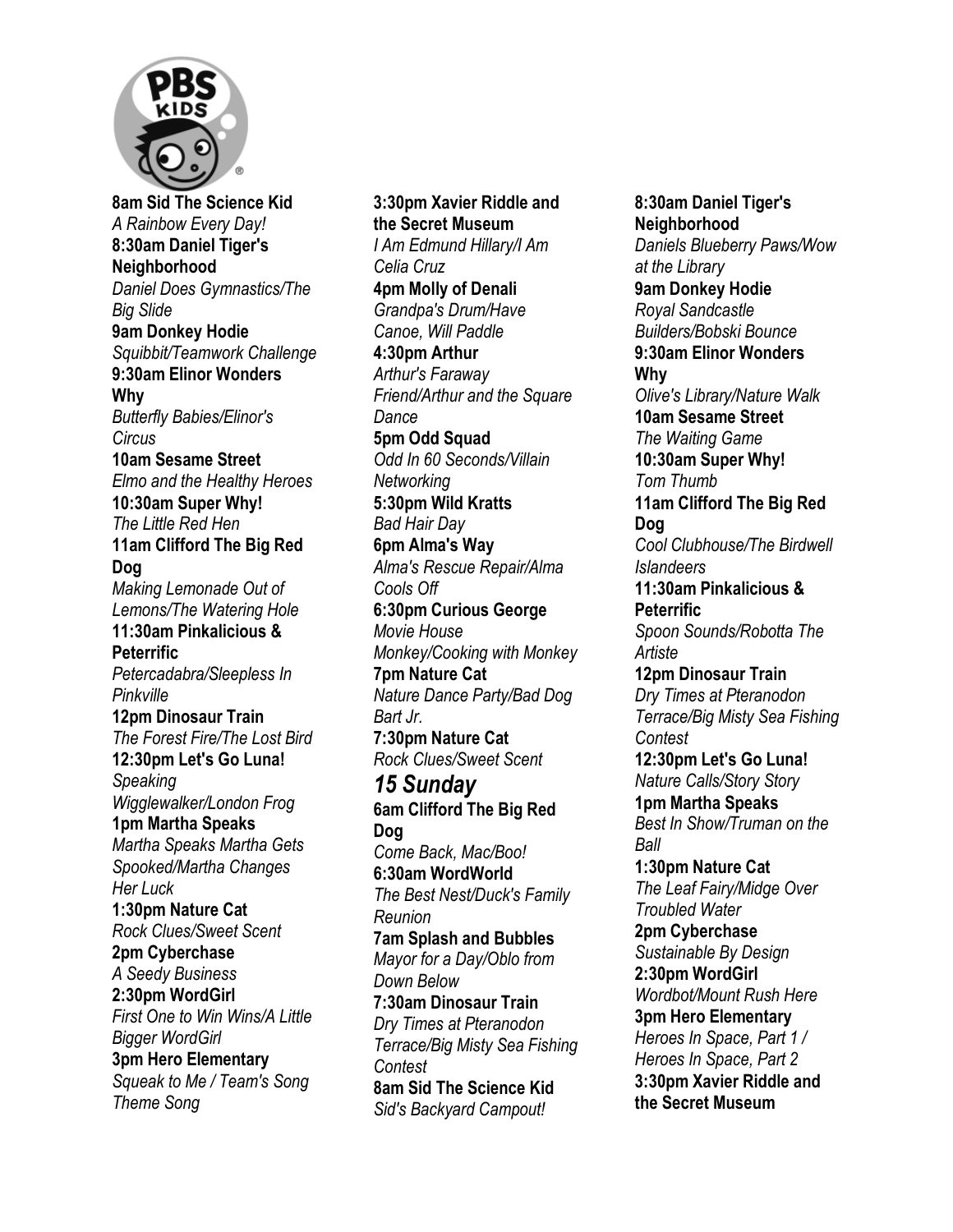**8am Sid The Science Kid**
*A Rainbow Every Day!*
**8:30am Daniel Tiger's Neighborhood**
*Daniel Does Gymnastics/The Big Slide*
**9am Donkey Hodie**
*Squibbit/Teamwork Challenge*
**9:30am Elinor Wonders Why**
*Butterfly Babies/Elinor's Circus*
**10am Sesame Street**
*Elmo and the Healthy Heroes*
**10:30am Super Why!**
*The Little Red Hen*
**11am Clifford The Big Red Dog**
*Making Lemonade Out of Lemons/The Watering Hole*
**11:30am Pinkalicious & Peterrific**
*Petercadabra/Sleepless In Pinkville*
**12pm Dinosaur Train**
*The Forest Fire/The Lost Bird*
**12:30pm Let's Go Luna!**
*Speaking Wigglewalker/London Frog*
**1pm Martha Speaks**
*Martha Speaks Martha Gets Spooked/Martha Changes Her Luck*
**1:30pm Nature Cat**
*Rock Clues/Sweet Scent*
**2pm Cyberchase**
*A Seedy Business*
**2:30pm WordGirl**
*First One to Win Wins/A Little Bigger WordGirl*
**3pm Hero Elementary**
*Squeak to Me / Team's Song Theme Song*
**3:30pm Xavier Riddle and the Secret Museum**
*I Am Edmund Hillary/I Am Celia Cruz*
**4pm Molly of Denali**
*Grandpa's Drum/Have Canoe, Will Paddle*
**4:30pm Arthur**
*Arthur's Faraway Friend/Arthur and the Square Dance*
**5pm Odd Squad**
*Odd In 60 Seconds/Villain Networking*
**5:30pm Wild Kratts**
*Bad Hair Day*
**6pm Alma's Way**
*Alma's Rescue Repair/Alma Cools Off*
**6:30pm Curious George**
*Movie House Monkey/Cooking with Monkey*
**7pm Nature Cat**
*Nature Dance Party/Bad Dog Bart Jr.*
**7:30pm Nature Cat**
*Rock Clues/Sweet Scent*

## *15 Sunday*

**6am Clifford The Big Red Dog**
*Come Back, Mac/Boo!*
**6:30am WordWorld**
*The Best Nest/Duck's Family Reunion*
**7am Splash and Bubbles**
*Mayor for a Day/Oblo from Down Below*
**7:30am Dinosaur Train**
*Dry Times at Pteranodon Terrace/Big Misty Sea Fishing Contest*
**8am Sid The Science Kid**
*Sid's Backyard Campout!*
**8:30am Daniel Tiger's Neighborhood**
*Daniels Blueberry Paws/Wow at the Library*
**9am Donkey Hodie**
*Royal Sandcastle Builders/Bobski Bounce*
**9:30am Elinor Wonders Why**
*Olive's Library/Nature Walk*
**10am Sesame Street**
*The Waiting Game*
**10:30am Super Why!**
*Tom Thumb*
**11am Clifford The Big Red Dog**
*Cool Clubhouse/The Birdwell Islandeers*
**11:30am Pinkalicious & Peterrific**
*Spoon Sounds/Robotta The Artiste*
**12pm Dinosaur Train**
*Dry Times at Pteranodon Terrace/Big Misty Sea Fishing Contest*
**12:30pm Let's Go Luna!**
*Nature Calls/Story Story*
**1pm Martha Speaks**
*Best In Show/Truman on the Ball*
**1:30pm Nature Cat**
*The Leaf Fairy/Midge Over Troubled Water*
**2pm Cyberchase**
*Sustainable By Design*
**2:30pm WordGirl**
*Wordbot/Mount Rush Here*
**3pm Hero Elementary**
*Heroes In Space, Part 1 / Heroes In Space, Part 2*
**3:30pm Xavier Riddle and the Secret Museum**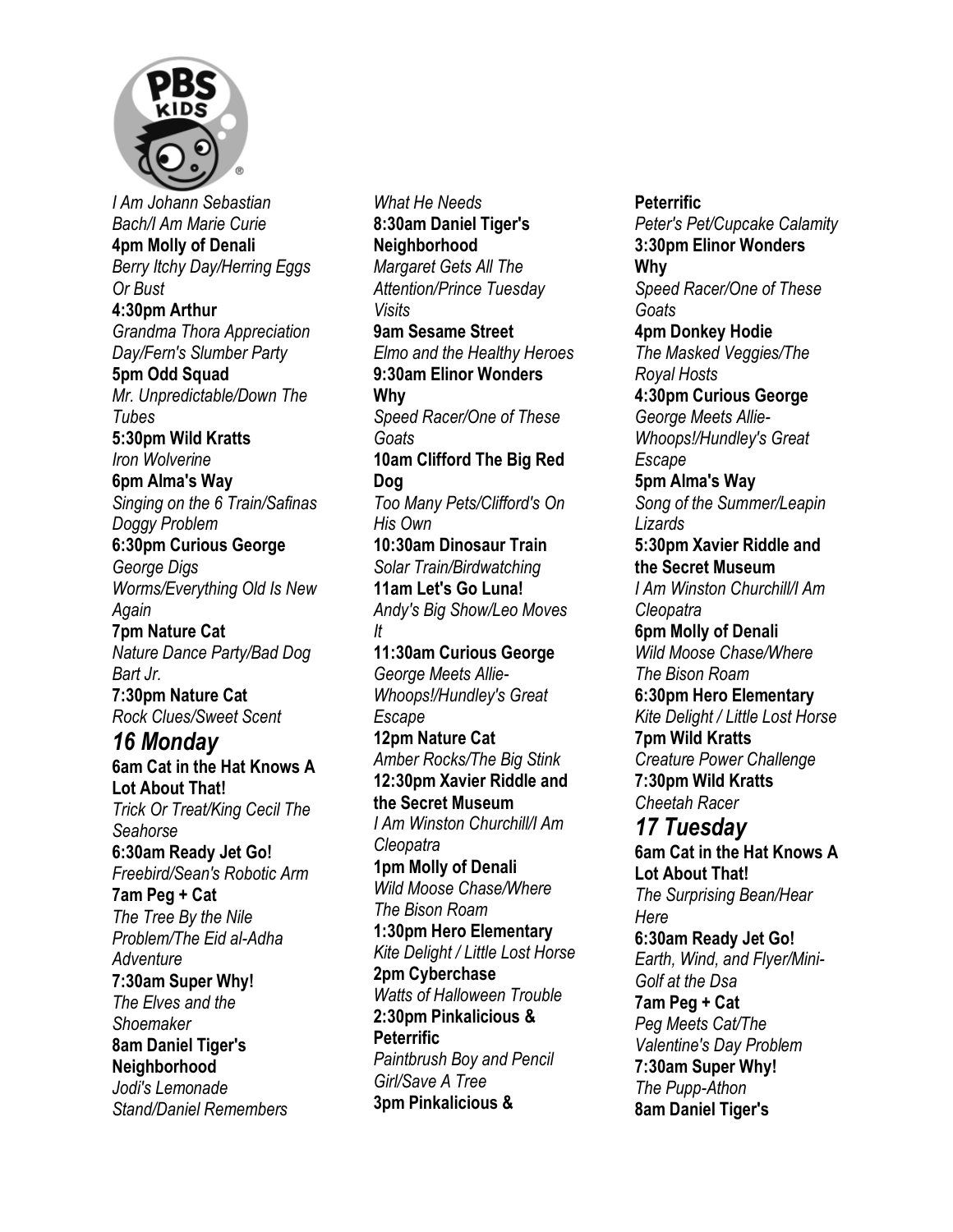*I Am Johann Sebastian Bach/I Am Marie Curie*
**4pm Molly of Denali**
*Berry Itchy Day/Herring Eggs Or Bust*
**4:30pm Arthur**
*Grandma Thora Appreciation Day/Fern's Slumber Party*
**5pm Odd Squad**
*Mr. Unpredictable/Down The Tubes*
**5:30pm Wild Kratts**
*Iron Wolverine*
**6pm Alma's Way**
*Singing on the 6 Train/Safinas Doggy Problem*
**6:30pm Curious George**
*George Digs Worms/Everything Old Is New Again*
**7pm Nature Cat**
*Nature Dance Party/Bad Dog Bart Jr.*
**7:30pm Nature Cat**
*Rock Clues/Sweet Scent*

## *16 Monday*

**6am Cat in the Hat Knows A Lot About That!**
*Trick Or Treat/King Cecil The Seahorse*
**6:30am Ready Jet Go!**
*Freebird/Sean's Robotic Arm*
**7am Peg + Cat**
*The Tree By the Nile Problem/The Eid al-Adha Adventure*
**7:30am Super Why!**
*The Elves and the Shoemaker*
**8am Daniel Tiger's Neighborhood**
*Jodi's Lemonade Stand/Daniel Remembers What He Needs*
**8:30am Daniel Tiger's Neighborhood**
*Margaret Gets All The Attention/Prince Tuesday Visits*
**9am Sesame Street**
*Elmo and the Healthy Heroes*
**9:30am Elinor Wonders Why**
*Speed Racer/One of These Goats*
**10am Clifford The Big Red Dog**
*Too Many Pets/Clifford's On His Own*
**10:30am Dinosaur Train**
*Solar Train/Birdwatching*
**11am Let's Go Luna!**
*Andy's Big Show/Leo Moves It*
**11:30am Curious George**
*George Meets Allie-Whoops!/Hundley's Great Escape*
**12pm Nature Cat**
*Amber Rocks/The Big Stink*
**12:30pm Xavier Riddle and the Secret Museum**
*I Am Winston Churchill/I Am Cleopatra*
**1pm Molly of Denali**
*Wild Moose Chase/Where The Bison Roam*
**1:30pm Hero Elementary**
*Kite Delight / Little Lost Horse*
**2pm Cyberchase**
*Watts of Halloween Trouble*
**2:30pm Pinkalicious & Peterrific**
*Paintbrush Boy and Pencil Girl/Save A Tree*
**3pm Pinkalicious & Peterrific**
*Peter's Pet/Cupcake Calamity*
**3:30pm Elinor Wonders Why**
*Speed Racer/One of These Goats*
**4pm Donkey Hodie**
*The Masked Veggies/The Royal Hosts*
**4:30pm Curious George**
*George Meets Allie-Whoops!/Hundley's Great Escape*
**5pm Alma's Way**
*Song of the Summer/Leapin Lizards*
**5:30pm Xavier Riddle and the Secret Museum**
*I Am Winston Churchill/I Am Cleopatra*
**6pm Molly of Denali**
*Wild Moose Chase/Where The Bison Roam*
**6:30pm Hero Elementary**
*Kite Delight / Little Lost Horse*
**7pm Wild Kratts**
*Creature Power Challenge*
**7:30pm Wild Kratts**
*Cheetah Racer*

## *17 Tuesday*

**6am Cat in the Hat Knows A Lot About That!**
*The Surprising Bean/Hear Here*
**6:30am Ready Jet Go!**
*Earth, Wind, and Flyer/Mini-Golf at the Dsa*
**7am Peg + Cat**
*Peg Meets Cat/The Valentine's Day Problem*
**7:30am Super Why!**
*The Pupp-Athon*
**8am Daniel Tiger's**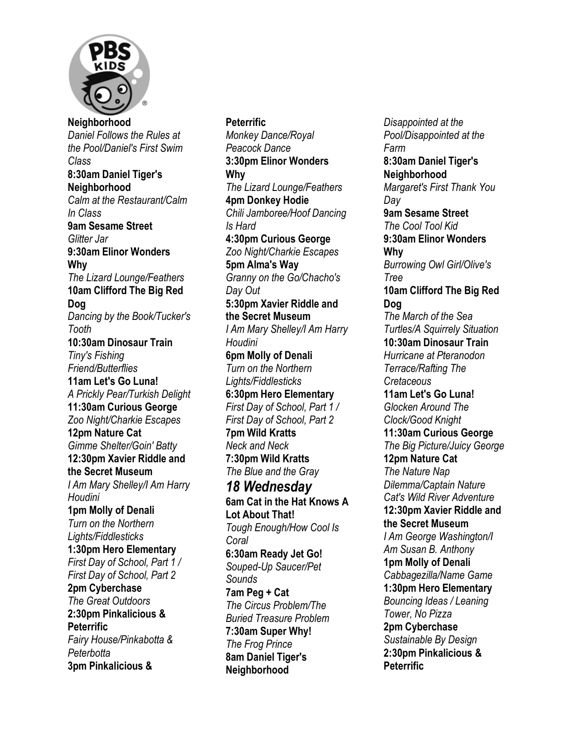**Neighborhood**
*Daniel Follows the Rules at the Pool/Daniel's First Swim Class*
**8:30am Daniel Tiger's Neighborhood**
*Calm at the Restaurant/Calm In Class*
**9am Sesame Street**
*Glitter Jar*
**9:30am Elinor Wonders Why**
*The Lizard Lounge/Feathers*
**10am Clifford The Big Red Dog**
*Dancing by the Book/Tucker's Tooth*
**10:30am Dinosaur Train**
*Tiny's Fishing Friend/Butterflies*
**11am Let's Go Luna!**
*A Prickly Pear/Turkish Delight*
**11:30am Curious George**
*Zoo Night/Charkie Escapes*
**12pm Nature Cat**
*Gimme Shelter/Goin' Batty*
**12:30pm Xavier Riddle and the Secret Museum**
*I Am Mary Shelley/I Am Harry Houdini*
**1pm Molly of Denali**
*Turn on the Northern Lights/Fiddlesticks*
**1:30pm Hero Elementary**
*First Day of School, Part 1 / First Day of School, Part 2*
**2pm Cyberchase**
*The Great Outdoors*
**2:30pm Pinkalicious & Peterrific**
*Fairy House/Pinkabotta & Peterbotta*
**3pm Pinkalicious & Peterrific**
*Monkey Dance/Royal Peacock Dance*
**3:30pm Elinor Wonders Why**
*The Lizard Lounge/Feathers*
**4pm Donkey Hodie**
*Chili Jamboree/Hoof Dancing Is Hard*
**4:30pm Curious George**
*Zoo Night/Charkie Escapes*
**5pm Alma's Way**
*Granny on the Go/Chacho's Day Out*
**5:30pm Xavier Riddle and the Secret Museum**
*I Am Mary Shelley/I Am Harry Houdini*
**6pm Molly of Denali**
*Turn on the Northern Lights/Fiddlesticks*
**6:30pm Hero Elementary**
*First Day of School, Part 1 / First Day of School, Part 2*
**7pm Wild Kratts**
*Neck and Neck*
**7:30pm Wild Kratts**
*The Blue and the Gray*

## *18 Wednesday*

**6am Cat in the Hat Knows A Lot About That!**
*Tough Enough/How Cool Is Coral*
**6:30am Ready Jet Go!**
*Souped-Up Saucer/Pet Sounds*
**7am Peg + Cat**
*The Circus Problem/The Buried Treasure Problem*
**7:30am Super Why!**
*The Frog Prince*
**8am Daniel Tiger's Neighborhood**
*Disappointed at the Pool/Disappointed at the Farm*
**8:30am Daniel Tiger's Neighborhood**
*Margaret's First Thank You Day*
**9am Sesame Street**
*The Cool Tool Kid*
**9:30am Elinor Wonders Why**
*Burrowing Owl Girl/Olive's Tree*
**10am Clifford The Big Red Dog**
*The March of the Sea Turtles/A Squirrely Situation*
**10:30am Dinosaur Train**
*Hurricane at Pteranodon Terrace/Rafting The Cretaceous*
**11am Let's Go Luna!**
*Glocken Around The Clock/Good Knight*
**11:30am Curious George**
*The Big Picture/Juicy George*
**12pm Nature Cat**
*The Nature Nap Dilemma/Captain Nature Cat's Wild River Adventure*
**12:30pm Xavier Riddle and the Secret Museum**
*I Am George Washington/I Am Susan B. Anthony*
**1pm Molly of Denali**
*Cabbagezilla/Name Game*
**1:30pm Hero Elementary**
*Bouncing Ideas / Leaning Tower, No Pizza*
**2pm Cyberchase**
*Sustainable By Design*
**2:30pm Pinkalicious & Peterrific**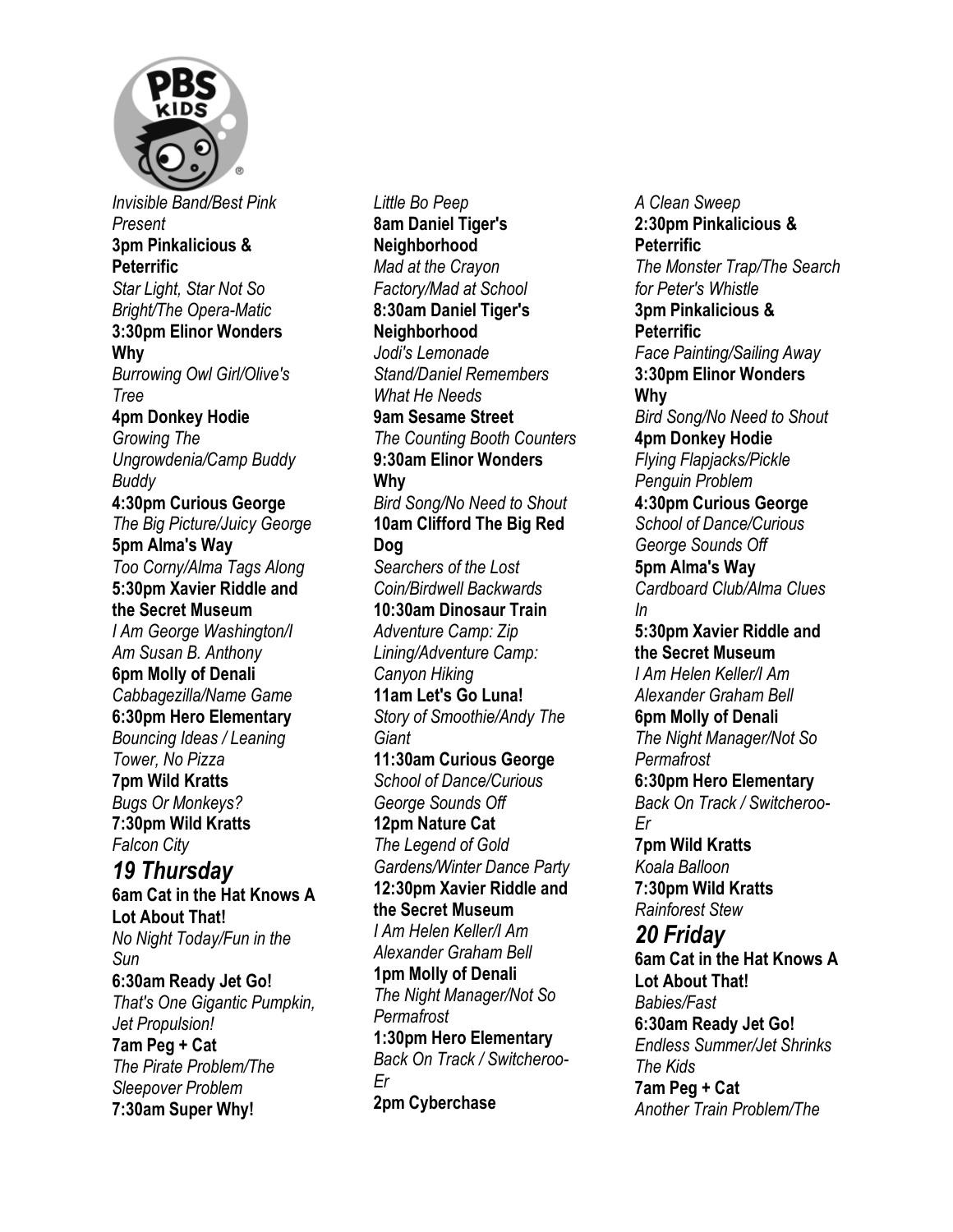*Invisible Band/Best Pink Present*
**3pm Pinkalicious & Peterrific**
*Star Light, Star Not So Bright/The Opera-Matic*
**3:30pm Elinor Wonders Why**
*Burrowing Owl Girl/Olive's Tree*
**4pm Donkey Hodie**
*Growing The Ungrowdenia/Camp Buddy Buddy*
**4:30pm Curious George**
*The Big Picture/Juicy George*
**5pm Alma's Way**
*Too Corny/Alma Tags Along*
**5:30pm Xavier Riddle and the Secret Museum**
*I Am George Washington/I Am Susan B. Anthony*
**6pm Molly of Denali**
*Cabbagezilla/Name Game*
**6:30pm Hero Elementary**
*Bouncing Ideas / Leaning Tower, No Pizza*
**7pm Wild Kratts**
*Bugs Or Monkeys?*
**7:30pm Wild Kratts**
*Falcon City*

## *19 Thursday*

**6am Cat in the Hat Knows A Lot About That!**
*No Night Today/Fun in the Sun*
**6:30am Ready Jet Go!**
*That's One Gigantic Pumpkin, Jet Propulsion!*
**7am Peg + Cat**
*The Pirate Problem/The Sleepover Problem*
**7:30am Super Why!**
*Little Bo Peep*
**8am Daniel Tiger's Neighborhood**
*Mad at the Crayon Factory/Mad at School*
**8:30am Daniel Tiger's Neighborhood**
*Jodi's Lemonade Stand/Daniel Remembers What He Needs*
**9am Sesame Street**
*The Counting Booth Counters*
**9:30am Elinor Wonders Why**
*Bird Song/No Need to Shout*
**10am Clifford The Big Red Dog**
*Searchers of the Lost Coin/Birdwell Backwards*
**10:30am Dinosaur Train**
*Adventure Camp: Zip Lining/Adventure Camp: Canyon Hiking*
**11am Let's Go Luna!**
*Story of Smoothie/Andy The Giant*
**11:30am Curious George**
*School of Dance/Curious George Sounds Off*
**12pm Nature Cat**
*The Legend of Gold Gardens/Winter Dance Party*
**12:30pm Xavier Riddle and the Secret Museum**
*I Am Helen Keller/I Am Alexander Graham Bell*
**1pm Molly of Denali**
*The Night Manager/Not So Permafrost*
**1:30pm Hero Elementary**
*Back On Track / Switcheroo-Er*
**2pm Cyberchase**
*A Clean Sweep*
**2:30pm Pinkalicious & Peterrific**
*The Monster Trap/The Search for Peter's Whistle*
**3pm Pinkalicious & Peterrific**
*Face Painting/Sailing Away*
**3:30pm Elinor Wonders Why**
*Bird Song/No Need to Shout*
**4pm Donkey Hodie**
*Flying Flapjacks/Pickle Penguin Problem*
**4:30pm Curious George**
*School of Dance/Curious George Sounds Off*
**5pm Alma's Way**
*Cardboard Club/Alma Clues In*
**5:30pm Xavier Riddle and the Secret Museum**
*I Am Helen Keller/I Am Alexander Graham Bell*
**6pm Molly of Denali**
*The Night Manager/Not So Permafrost*
**6:30pm Hero Elementary**
*Back On Track / Switcheroo-Er*
**7pm Wild Kratts**
*Koala Balloon*
**7:30pm Wild Kratts**
*Rainforest Stew*

## *20 Friday*

**6am Cat in the Hat Knows A Lot About That!**
*Babies/Fast*
**6:30am Ready Jet Go!**
*Endless Summer/Jet Shrinks The Kids*
**7am Peg + Cat**
*Another Train Problem/The*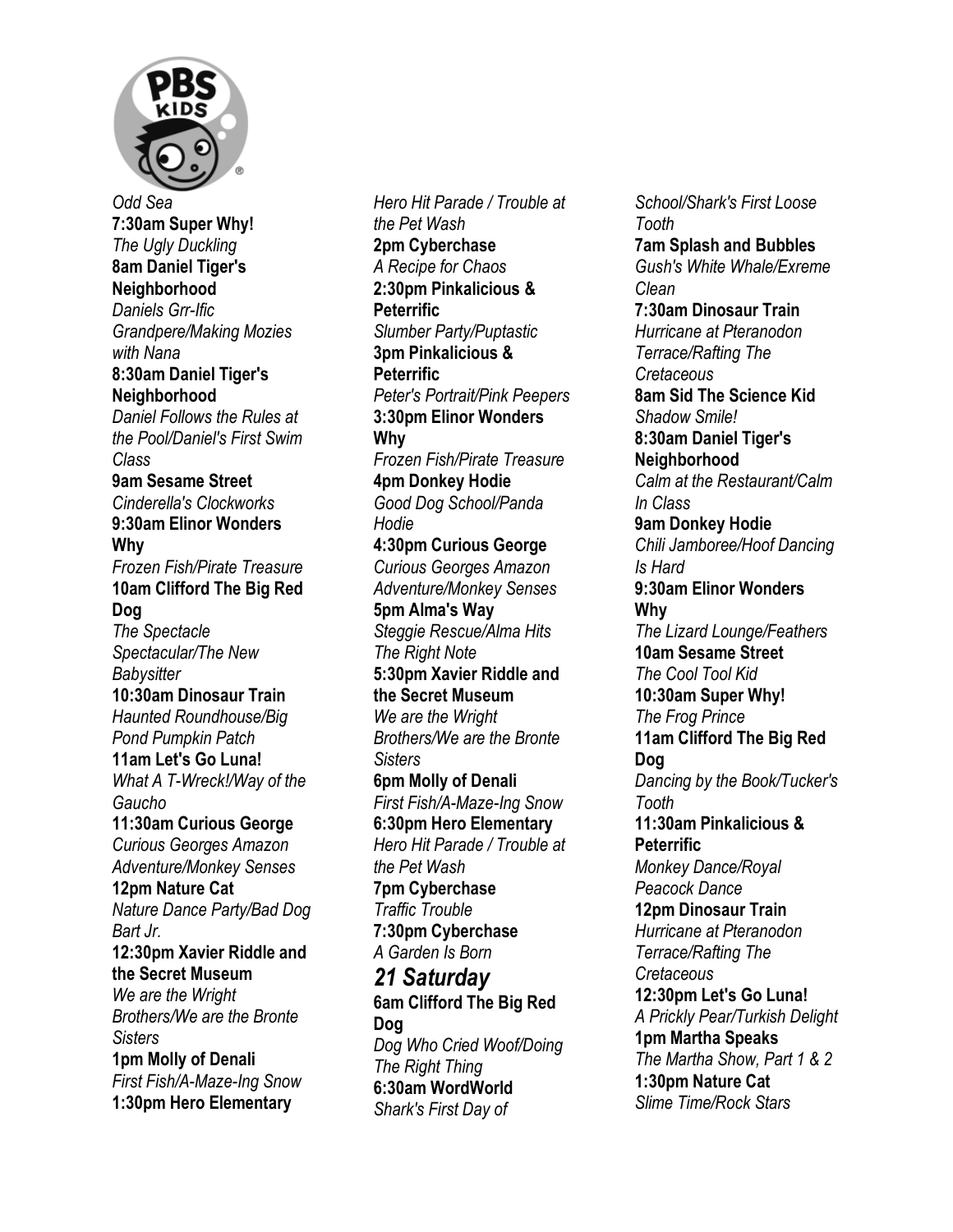*Odd Sea*
**7:30am Super Why!**
*The Ugly Duckling*
**8am Daniel Tiger's Neighborhood**
*Daniels Grr-Ific Grandpere/Making Mozies with Nana*
**8:30am Daniel Tiger's Neighborhood**
*Daniel Follows the Rules at the Pool/Daniel's First Swim Class*
**9am Sesame Street**
*Cinderella's Clockworks*
**9:30am Elinor Wonders Why**
*Frozen Fish/Pirate Treasure*
**10am Clifford The Big Red Dog**
*The Spectacle Spectacular/The New Babysitter*
**10:30am Dinosaur Train**
*Haunted Roundhouse/Big Pond Pumpkin Patch*
**11am Let's Go Luna!**
*What A T-Wreck!/Way of the Gaucho*
**11:30am Curious George**
*Curious Georges Amazon Adventure/Monkey Senses*
**12pm Nature Cat**
*Nature Dance Party/Bad Dog Bart Jr.*
**12:30pm Xavier Riddle and the Secret Museum**
*We are the Wright Brothers/We are the Bronte Sisters*
**1pm Molly of Denali**
*First Fish/A-Maze-Ing Snow*
**1:30pm Hero Elementary**
*Hero Hit Parade / Trouble at the Pet Wash*
**2pm Cyberchase**
*A Recipe for Chaos*
**2:30pm Pinkalicious & Peterrific**
*Slumber Party/Puptastic*
**3pm Pinkalicious & Peterrific**
*Peter's Portrait/Pink Peepers*
**3:30pm Elinor Wonders Why**
*Frozen Fish/Pirate Treasure*
**4pm Donkey Hodie**
*Good Dog School/Panda Hodie*
**4:30pm Curious George**
*Curious Georges Amazon Adventure/Monkey Senses*
**5pm Alma's Way**
*Steggie Rescue/Alma Hits The Right Note*
**5:30pm Xavier Riddle and the Secret Museum**
*We are the Wright Brothers/We are the Bronte Sisters*
**6pm Molly of Denali**
*First Fish/A-Maze-Ing Snow*
**6:30pm Hero Elementary**
*Hero Hit Parade / Trouble at the Pet Wash*
**7pm Cyberchase**
*Traffic Trouble*
**7:30pm Cyberchase**
*A Garden Is Born*

## *21 Saturday*

**6am Clifford The Big Red Dog**
*Dog Who Cried Woof/Doing The Right Thing*
**6:30am WordWorld**
*Shark's First Day of School/Shark's First Loose Tooth*
**7am Splash and Bubbles**
*Gush's White Whale/Exreme Clean*
**7:30am Dinosaur Train**
*Hurricane at Pteranodon Terrace/Rafting The Cretaceous*
**8am Sid The Science Kid**
*Shadow Smile!*
**8:30am Daniel Tiger's Neighborhood**
*Calm at the Restaurant/Calm In Class*
**9am Donkey Hodie**
*Chili Jamboree/Hoof Dancing Is Hard*
**9:30am Elinor Wonders Why**
*The Lizard Lounge/Feathers*
**10am Sesame Street**
*The Cool Tool Kid*
**10:30am Super Why!**
*The Frog Prince*
**11am Clifford The Big Red Dog**
*Dancing by the Book/Tucker's Tooth*
**11:30am Pinkalicious & Peterrific**
*Monkey Dance/Royal Peacock Dance*
**12pm Dinosaur Train**
*Hurricane at Pteranodon Terrace/Rafting The Cretaceous*
**12:30pm Let's Go Luna!**
*A Prickly Pear/Turkish Delight*
**1pm Martha Speaks**
*The Martha Show, Part 1 & 2*
**1:30pm Nature Cat**
*Slime Time/Rock Stars*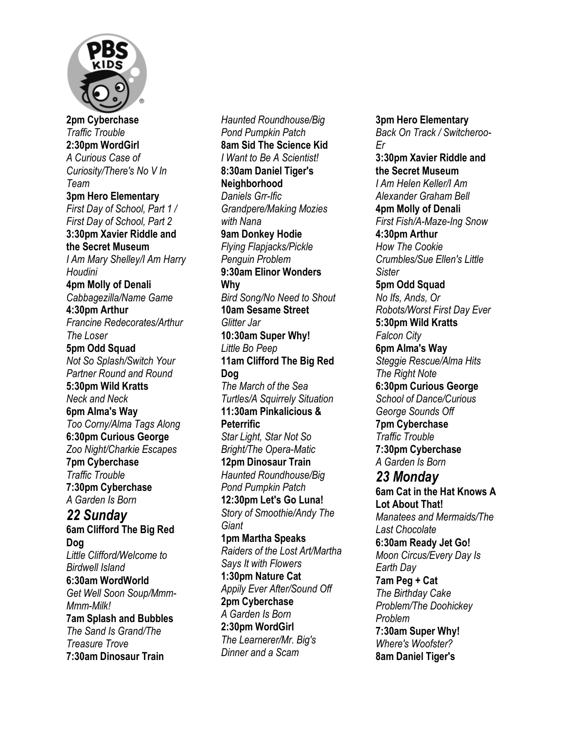**2pm Cyberchase**
*Traffic Trouble*
**2:30pm WordGirl**
*A Curious Case of Curiosity/There's No V In Team*
**3pm Hero Elementary**
*First Day of School, Part 1 / First Day of School, Part 2*
**3:30pm Xavier Riddle and the Secret Museum**
*I Am Mary Shelley/I Am Harry Houdini*
**4pm Molly of Denali**
*Cabbagezilla/Name Game*
**4:30pm Arthur**
*Francine Redecorates/Arthur The Loser*
**5pm Odd Squad**
*Not So Splash/Switch Your Partner Round and Round*
**5:30pm Wild Kratts**
*Neck and Neck*
**6pm Alma's Way**
*Too Corny/Alma Tags Along*
**6:30pm Curious George**
*Zoo Night/Charkie Escapes*
**7pm Cyberchase**
*Traffic Trouble*
**7:30pm Cyberchase**
*A Garden Is Born*

## *22 Sunday*

**6am Clifford The Big Red Dog**
*Little Clifford/Welcome to Birdwell Island*
**6:30am WordWorld**
*Get Well Soon Soup/Mmm-Mmm-Milk!*
**7am Splash and Bubbles**
*The Sand Is Grand/The Treasure Trove*
**7:30am Dinosaur Train**
*Haunted Roundhouse/Big Pond Pumpkin Patch*
**8am Sid The Science Kid**
*I Want to Be A Scientist!*
**8:30am Daniel Tiger's Neighborhood**
*Daniels Grr-Ific Grandpere/Making Mozies with Nana*
**9am Donkey Hodie**
*Flying Flapjacks/Pickle Penguin Problem*
**9:30am Elinor Wonders Why**
*Bird Song/No Need to Shout*
**10am Sesame Street**
*Glitter Jar*
**10:30am Super Why!**
*Little Bo Peep*
**11am Clifford The Big Red Dog**
*The March of the Sea Turtles/A Squirrely Situation*
**11:30am Pinkalicious & Peterrific**
*Star Light, Star Not So Bright/The Opera-Matic*
**12pm Dinosaur Train**
*Haunted Roundhouse/Big Pond Pumpkin Patch*
**12:30pm Let's Go Luna!**
*Story of Smoothie/Andy The Giant*
**1pm Martha Speaks**
*Raiders of the Lost Art/Martha Says It with Flowers*
**1:30pm Nature Cat**
*Appily Ever After/Sound Off*
**2pm Cyberchase**
*A Garden Is Born*
**2:30pm WordGirl**
*The Learnerer/Mr. Big's Dinner and a Scam*
**3pm Hero Elementary**
*Back On Track / Switcheroo-Er*
**3:30pm Xavier Riddle and the Secret Museum**
*I Am Helen Keller/I Am Alexander Graham Bell*
**4pm Molly of Denali**
*First Fish/A-Maze-Ing Snow*
**4:30pm Arthur**
*How The Cookie Crumbles/Sue Ellen's Little Sister*
**5pm Odd Squad**
*No Ifs, Ands, Or Robots/Worst First Day Ever*
**5:30pm Wild Kratts**
*Falcon City*
**6pm Alma's Way**
*Steggie Rescue/Alma Hits The Right Note*
**6:30pm Curious George**
*School of Dance/Curious George Sounds Off*
**7pm Cyberchase**
*Traffic Trouble*
**7:30pm Cyberchase**
*A Garden Is Born*

## *23 Monday*

**6am Cat in the Hat Knows A Lot About That!**
*Manatees and Mermaids/The Last Chocolate*
**6:30am Ready Jet Go!**
*Moon Circus/Every Day Is Earth Day*
**7am Peg + Cat**
*The Birthday Cake Problem/The Doohickey Problem*
**7:30am Super Why!**
*Where's Woofster?*
**8am Daniel Tiger's**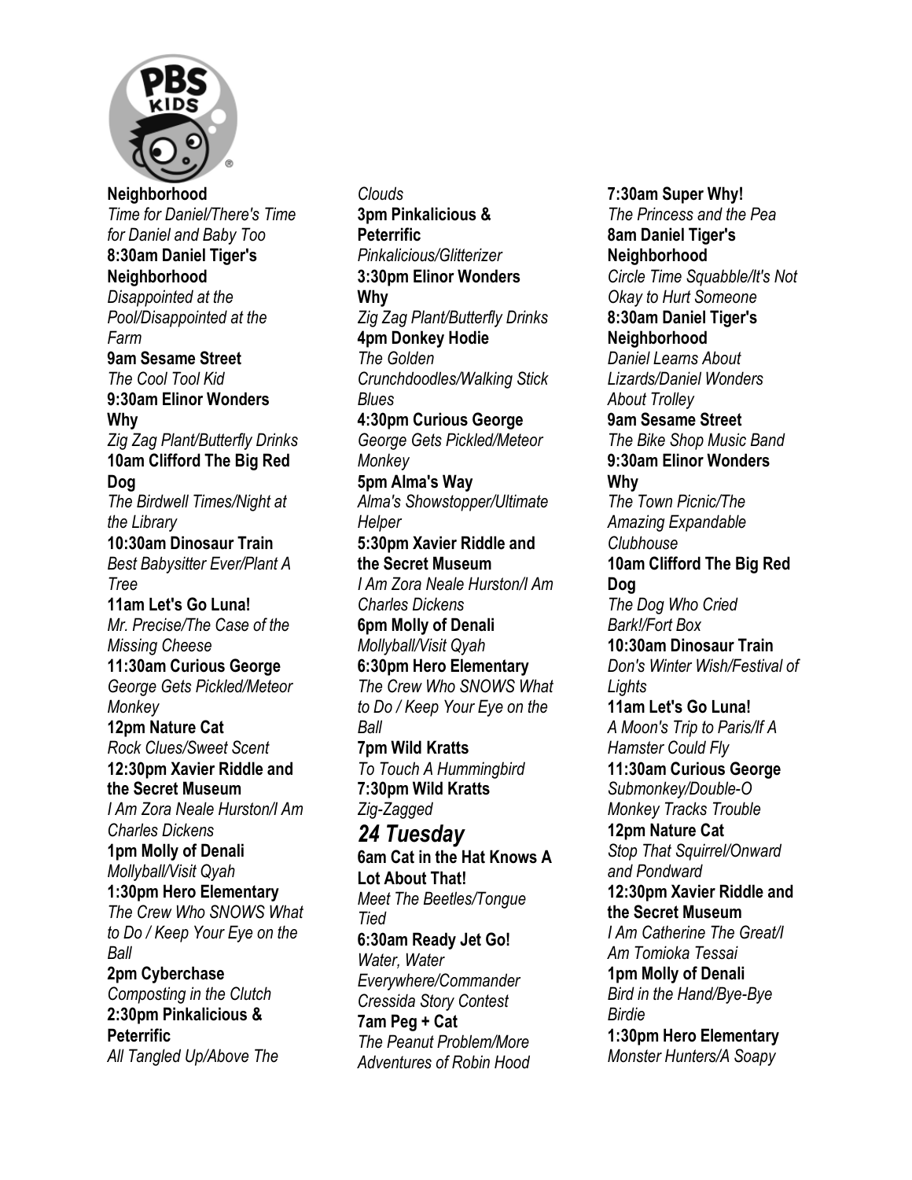**Neighborhood**
*Time for Daniel/There's Time for Daniel and Baby Too*
**8:30am Daniel Tiger's Neighborhood**
*Disappointed at the Pool/Disappointed at the Farm*
**9am Sesame Street**
*The Cool Tool Kid*
**9:30am Elinor Wonders Why**
*Zig Zag Plant/Butterfly Drinks*
**10am Clifford The Big Red Dog**
*The Birdwell Times/Night at the Library*
**10:30am Dinosaur Train**
*Best Babysitter Ever/Plant A Tree*
**11am Let's Go Luna!**
*Mr. Precise/The Case of the Missing Cheese*
**11:30am Curious George**
*George Gets Pickled/Meteor Monkey*
**12pm Nature Cat**
*Rock Clues/Sweet Scent*
**12:30pm Xavier Riddle and the Secret Museum**
*I Am Zora Neale Hurston/I Am Charles Dickens*
**1pm Molly of Denali**
*Mollyball/Visit Qyah*
**1:30pm Hero Elementary**
*The Crew Who SNOWS What to Do / Keep Your Eye on the Ball*
**2pm Cyberchase**
*Composting in the Clutch*
**2:30pm Pinkalicious & Peterrific**
*All Tangled Up/Above The Clouds*
**3pm Pinkalicious & Peterrific**
*Pinkalicious/Glitterizer*
**3:30pm Elinor Wonders Why**
*Zig Zag Plant/Butterfly Drinks*
**4pm Donkey Hodie**
*The Golden Crunchdoodles/Walking Stick Blues*
**4:30pm Curious George**
*George Gets Pickled/Meteor Monkey*
**5pm Alma's Way**
*Alma's Showstopper/Ultimate Helper*
**5:30pm Xavier Riddle and the Secret Museum**
*I Am Zora Neale Hurston/I Am Charles Dickens*
**6pm Molly of Denali**
*Mollyball/Visit Qyah*
**6:30pm Hero Elementary**
*The Crew Who SNOWS What to Do / Keep Your Eye on the Ball*
**7pm Wild Kratts**
*To Touch A Hummingbird*
**7:30pm Wild Kratts**
*Zig-Zagged*

## *24 Tuesday*

**6am Cat in the Hat Knows A Lot About That!**
*Meet The Beetles/Tongue Tied*
**6:30am Ready Jet Go!**
*Water, Water Everywhere/Commander Cressida Story Contest*
**7am Peg + Cat**
*The Peanut Problem/More Adventures of Robin Hood*
**7:30am Super Why!**
*The Princess and the Pea*
**8am Daniel Tiger's Neighborhood**
*Circle Time Squabble/It's Not Okay to Hurt Someone*
**8:30am Daniel Tiger's Neighborhood**
*Daniel Learns About Lizards/Daniel Wonders About Trolley*
**9am Sesame Street**
*The Bike Shop Music Band*
**9:30am Elinor Wonders Why**
*The Town Picnic/The Amazing Expandable Clubhouse*
**10am Clifford The Big Red Dog**
*The Dog Who Cried Bark!/Fort Box*
**10:30am Dinosaur Train**
*Don's Winter Wish/Festival of Lights*
**11am Let's Go Luna!**
*A Moon's Trip to Paris/If A Hamster Could Fly*
**11:30am Curious George**
*Submonkey/Double-O Monkey Tracks Trouble*
**12pm Nature Cat**
*Stop That Squirrel/Onward and Pondward*
**12:30pm Xavier Riddle and the Secret Museum**
*I Am Catherine The Great/I Am Tomioka Tessai*
**1pm Molly of Denali**
*Bird in the Hand/Bye-Bye Birdie*
**1:30pm Hero Elementary**
*Monster Hunters/A Soapy*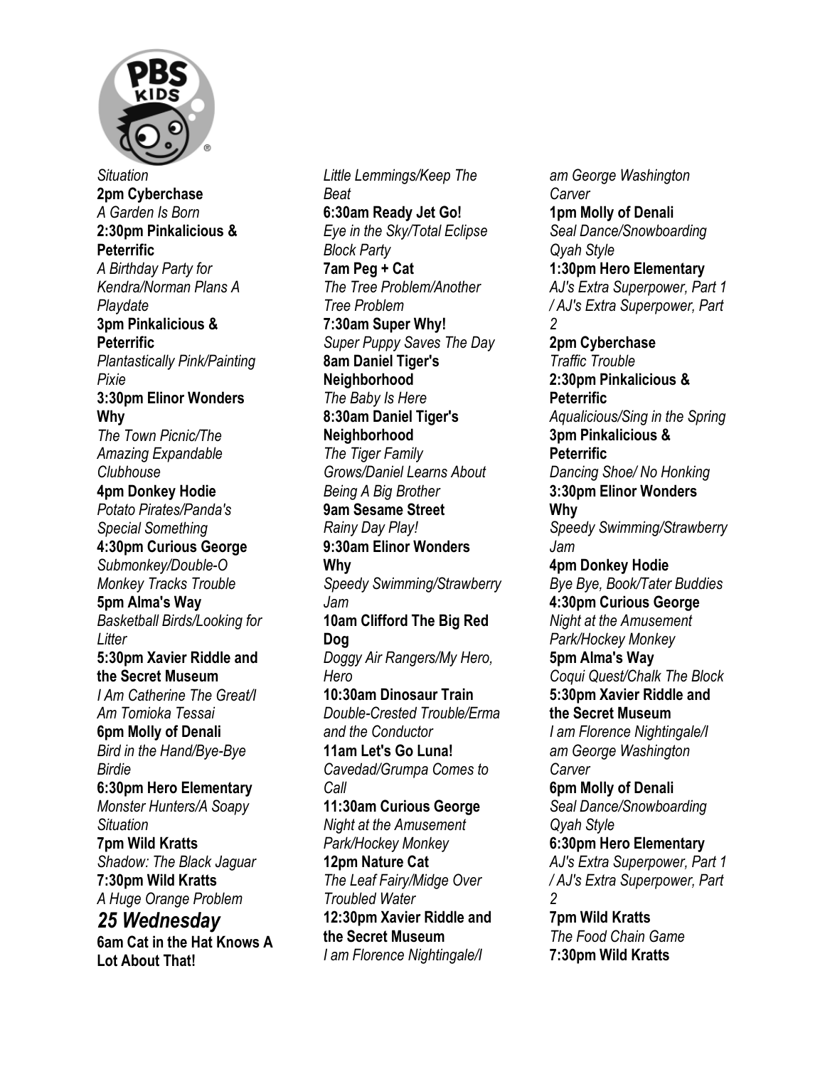*Situation*
**2pm Cyberchase**
*A Garden Is Born*
**2:30pm Pinkalicious & Peterrific**
*A Birthday Party for Kendra/Norman Plans A Playdate*
**3pm Pinkalicious & Peterrific**
*Plantastically Pink/Painting Pixie*
**3:30pm Elinor Wonders Why**
*The Town Picnic/The Amazing Expandable Clubhouse*
**4pm Donkey Hodie**
*Potato Pirates/Panda's Special Something*
**4:30pm Curious George**
*Submonkey/Double-O Monkey Tracks Trouble*
**5pm Alma's Way**
*Basketball Birds/Looking for Litter*
**5:30pm Xavier Riddle and the Secret Museum**
*I Am Catherine The Great/I Am Tomioka Tessai*
**6pm Molly of Denali**
*Bird in the Hand/Bye-Bye Birdie*
**6:30pm Hero Elementary**
*Monster Hunters/A Soapy Situation*
**7pm Wild Kratts**
*Shadow: The Black Jaguar*
**7:30pm Wild Kratts**
*A Huge Orange Problem*

## *25 Wednesday*

**6am Cat in the Hat Knows A Lot About That!**
*Little Lemmings/Keep The Beat*
**6:30am Ready Jet Go!**
*Eye in the Sky/Total Eclipse Block Party*
**7am Peg + Cat**
*The Tree Problem/Another Tree Problem*
**7:30am Super Why!**
*Super Puppy Saves The Day*
**8am Daniel Tiger's Neighborhood**
*The Baby Is Here*
**8:30am Daniel Tiger's Neighborhood**
*The Tiger Family Grows/Daniel Learns About Being A Big Brother*
**9am Sesame Street**
*Rainy Day Play!*
**9:30am Elinor Wonders Why**
*Speedy Swimming/Strawberry Jam*
**10am Clifford The Big Red Dog**
*Doggy Air Rangers/My Hero, Hero*
**10:30am Dinosaur Train**
*Double-Crested Trouble/Erma and the Conductor*
**11am Let's Go Luna!**
*Cavedad/Grumpa Comes to Call*
**11:30am Curious George**
*Night at the Amusement Park/Hockey Monkey*
**12pm Nature Cat**
*The Leaf Fairy/Midge Over Troubled Water*
**12:30pm Xavier Riddle and the Secret Museum**
*I am Florence Nightingale/I am George Washington Carver*
**1pm Molly of Denali**
*Seal Dance/Snowboarding Qyah Style*
**1:30pm Hero Elementary**
*AJ's Extra Superpower, Part 1 / AJ's Extra Superpower, Part 2*
**2pm Cyberchase**
*Traffic Trouble*
**2:30pm Pinkalicious & Peterrific**
*Aqualicious/Sing in the Spring*
**3pm Pinkalicious & Peterrific**
*Dancing Shoe/ No Honking*
**3:30pm Elinor Wonders Why**
*Speedy Swimming/Strawberry Jam*
**4pm Donkey Hodie**
*Bye Bye, Book/Tater Buddies*
**4:30pm Curious George**
*Night at the Amusement Park/Hockey Monkey*
**5pm Alma's Way**
*Coqui Quest/Chalk The Block*
**5:30pm Xavier Riddle and the Secret Museum**
*I am Florence Nightingale/I am George Washington Carver*
**6pm Molly of Denali**
*Seal Dance/Snowboarding Qyah Style*
**6:30pm Hero Elementary**
*AJ's Extra Superpower, Part 1 / AJ's Extra Superpower, Part 2*
**7pm Wild Kratts**
*The Food Chain Game*
**7:30pm Wild Kratts**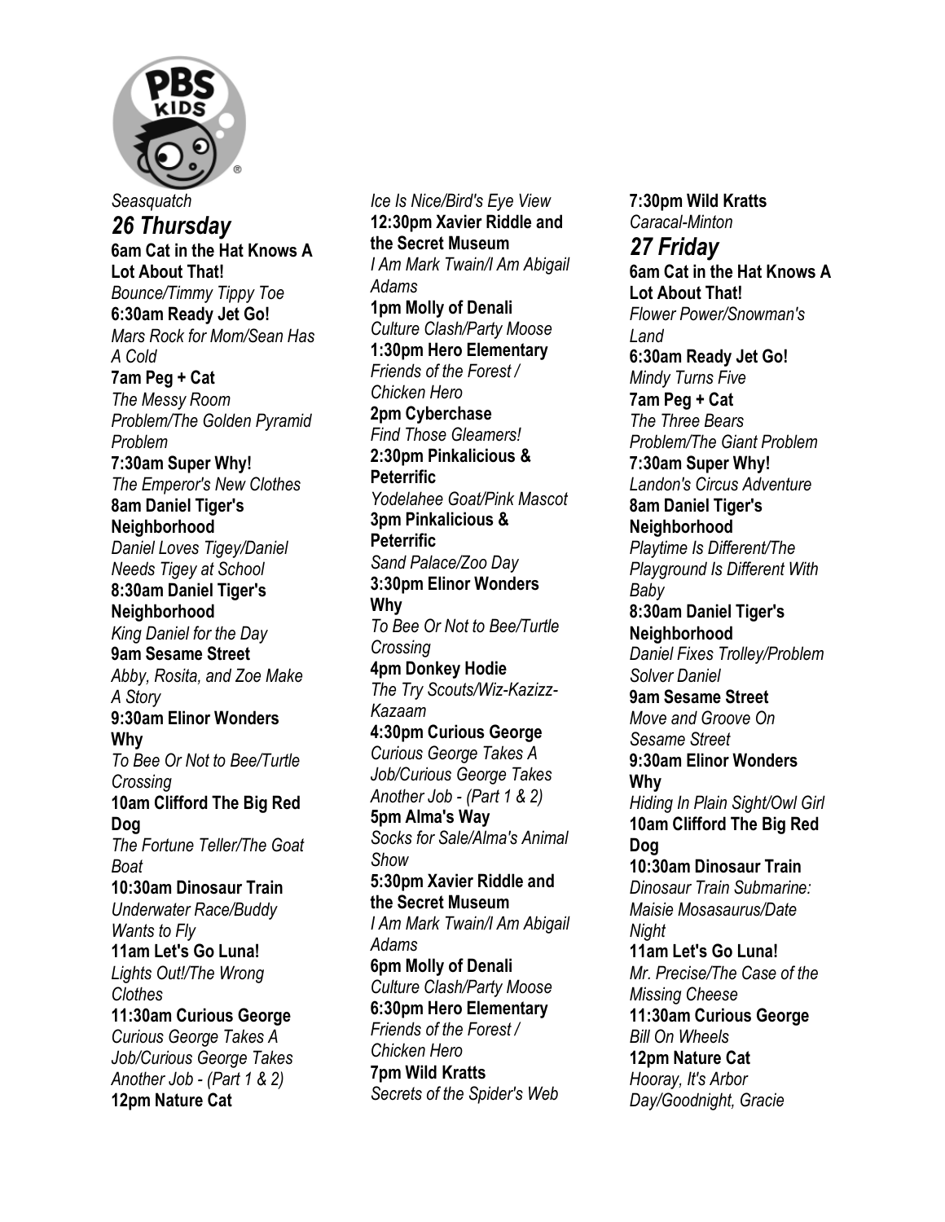*Seasquatch*

## *26 Thursday*

**6am Cat in the Hat Knows A Lot About That!**
*Bounce/Timmy Tippy Toe*
**6:30am Ready Jet Go!**
*Mars Rock for Mom/Sean Has A Cold*
**7am Peg + Cat**
*The Messy Room Problem/The Golden Pyramid Problem*
**7:30am Super Why!**
*The Emperor's New Clothes*
**8am Daniel Tiger's Neighborhood**
*Daniel Loves Tigey/Daniel Needs Tigey at School*
**8:30am Daniel Tiger's Neighborhood**
*King Daniel for the Day*
**9am Sesame Street**
*Abby, Rosita, and Zoe Make A Story*
**9:30am Elinor Wonders Why**
*To Bee Or Not to Bee/Turtle Crossing*
**10am Clifford The Big Red Dog**
*The Fortune Teller/The Goat Boat*
**10:30am Dinosaur Train**
*Underwater Race/Buddy Wants to Fly*
**11am Let's Go Luna!**
*Lights Out!/The Wrong Clothes*
**11:30am Curious George**
*Curious George Takes A Job/Curious George Takes Another Job - (Part 1 & 2)*
**12pm Nature Cat**
*Ice Is Nice/Bird's Eye View*
**12:30pm Xavier Riddle and the Secret Museum**
*I Am Mark Twain/I Am Abigail Adams*
**1pm Molly of Denali**
*Culture Clash/Party Moose*
**1:30pm Hero Elementary**
*Friends of the Forest / Chicken Hero*
**2pm Cyberchase**
*Find Those Gleamers!*
**2:30pm Pinkalicious & Peterrific**
*Yodelahee Goat/Pink Mascot*
**3pm Pinkalicious & Peterrific**
*Sand Palace/Zoo Day*
**3:30pm Elinor Wonders Why**
*To Bee Or Not to Bee/Turtle Crossing*
**4pm Donkey Hodie**
*The Try Scouts/Wiz-Kazizz-Kazaam*
**4:30pm Curious George**
*Curious George Takes A Job/Curious George Takes Another Job - (Part 1 & 2)*
**5pm Alma's Way**
*Socks for Sale/Alma's Animal Show*
**5:30pm Xavier Riddle and the Secret Museum**
*I Am Mark Twain/I Am Abigail Adams*
**6pm Molly of Denali**
*Culture Clash/Party Moose*
**6:30pm Hero Elementary**
*Friends of the Forest / Chicken Hero*
**7pm Wild Kratts**
*Secrets of the Spider's Web*
**7:30pm Wild Kratts**
*Caracal-Minton*

## *27 Friday*

**6am Cat in the Hat Knows A Lot About That!**
*Flower Power/Snowman's Land*
**6:30am Ready Jet Go!**
*Mindy Turns Five*
**7am Peg + Cat**
*The Three Bears Problem/The Giant Problem*
**7:30am Super Why!**
*Landon's Circus Adventure*
**8am Daniel Tiger's Neighborhood**
*Playtime Is Different/The Playground Is Different With Baby*
**8:30am Daniel Tiger's Neighborhood**
*Daniel Fixes Trolley/Problem Solver Daniel*
**9am Sesame Street**
*Move and Groove On Sesame Street*
**9:30am Elinor Wonders Why**
*Hiding In Plain Sight/Owl Girl*
**10am Clifford The Big Red Dog**
**10:30am Dinosaur Train**
*Dinosaur Train Submarine: Maisie Mosasaurus/Date Night*
**11am Let's Go Luna!**
*Mr. Precise/The Case of the Missing Cheese*
**11:30am Curious George**
*Bill On Wheels*
**12pm Nature Cat**
*Hooray, It's Arbor Day/Goodnight, Gracie*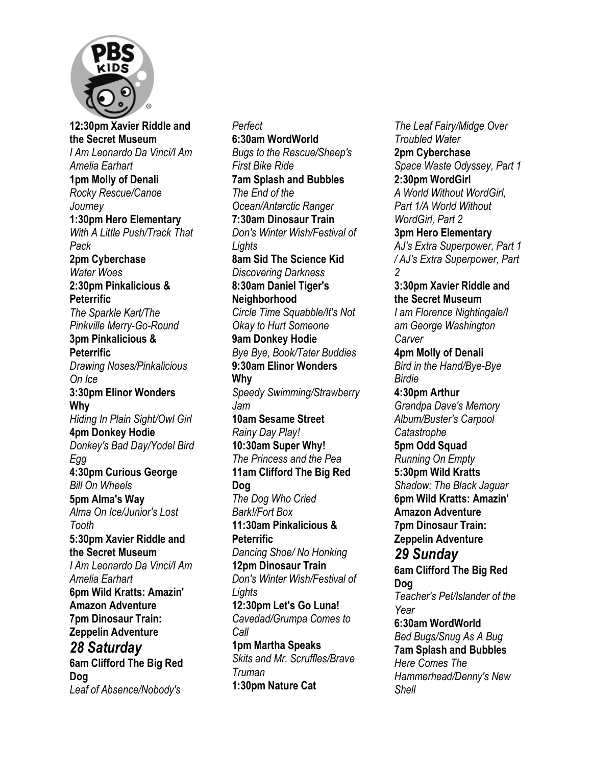**12:30pm Xavier Riddle and the Secret Museum**
*I Am Leonardo Da Vinci/I Am Amelia Earhart*
**1pm Molly of Denali**
*Rocky Rescue/Canoe Journey*
**1:30pm Hero Elementary**
*With A Little Push/Track That Pack*
**2pm Cyberchase**
*Water Woes*
**2:30pm Pinkalicious & Peterrific**
*The Sparkle Kart/The Pinkville Merry-Go-Round*
**3pm Pinkalicious & Peterrific**
*Drawing Noses/Pinkalicious On Ice*
**3:30pm Elinor Wonders Why**
*Hiding In Plain Sight/Owl Girl*
**4pm Donkey Hodie**
*Donkey's Bad Day/Yodel Bird Egg*
**4:30pm Curious George**
*Bill On Wheels*
**5pm Alma's Way**
*Alma On Ice/Junior's Lost Tooth*
**5:30pm Xavier Riddle and the Secret Museum**
*I Am Leonardo Da Vinci/I Am Amelia Earhart*
**6pm Wild Kratts: Amazin' Amazon Adventure**
**7pm Dinosaur Train: Zeppelin Adventure**

## *28 Saturday*

**6am Clifford The Big Red Dog**
*Leaf of Absence/Nobody's Perfect*
**6:30am WordWorld**
*Bugs to the Rescue/Sheep's First Bike Ride*
**7am Splash and Bubbles**
*The End of the Ocean/Antarctic Ranger*
**7:30am Dinosaur Train**
*Don's Winter Wish/Festival of Lights*
**8am Sid The Science Kid**
*Discovering Darkness*
**8:30am Daniel Tiger's Neighborhood**
*Circle Time Squabble/It's Not Okay to Hurt Someone*
**9am Donkey Hodie**
*Bye Bye, Book/Tater Buddies*
**9:30am Elinor Wonders Why**
*Speedy Swimming/Strawberry Jam*
**10am Sesame Street**
*Rainy Day Play!*
**10:30am Super Why!**
*The Princess and the Pea*
**11am Clifford The Big Red Dog**
*The Dog Who Cried Bark!/Fort Box*
**11:30am Pinkalicious & Peterrific**
*Dancing Shoe/ No Honking*
**12pm Dinosaur Train**
*Don's Winter Wish/Festival of Lights*
**12:30pm Let's Go Luna!**
*Cavedad/Grumpa Comes to Call*
**1pm Martha Speaks**
*Skits and Mr. Scruffles/Brave Truman*
**1:30pm Nature Cat**
*The Leaf Fairy/Midge Over Troubled Water*
**2pm Cyberchase**
*Space Waste Odyssey, Part 1*
**2:30pm WordGirl**
*A World Without WordGirl, Part 1/A World Without WordGirl, Part 2*
**3pm Hero Elementary**
*AJ's Extra Superpower, Part 1 / AJ's Extra Superpower, Part 2*
**3:30pm Xavier Riddle and the Secret Museum**
*I am Florence Nightingale/I am George Washington Carver*
**4pm Molly of Denali**
*Bird in the Hand/Bye-Bye Birdie*
**4:30pm Arthur**
*Grandpa Dave's Memory Album/Buster's Carpool Catastrophe*
**5pm Odd Squad**
*Running On Empty*
**5:30pm Wild Kratts**
*Shadow: The Black Jaguar*
**6pm Wild Kratts: Amazin' Amazon Adventure**
**7pm Dinosaur Train: Zeppelin Adventure**

## *29 Sunday*

**6am Clifford The Big Red Dog**
*Teacher's Pet/Islander of the Year*
**6:30am WordWorld**
*Bed Bugs/Snug As A Bug*
**7am Splash and Bubbles**
*Here Comes The Hammerhead/Denny's New Shell*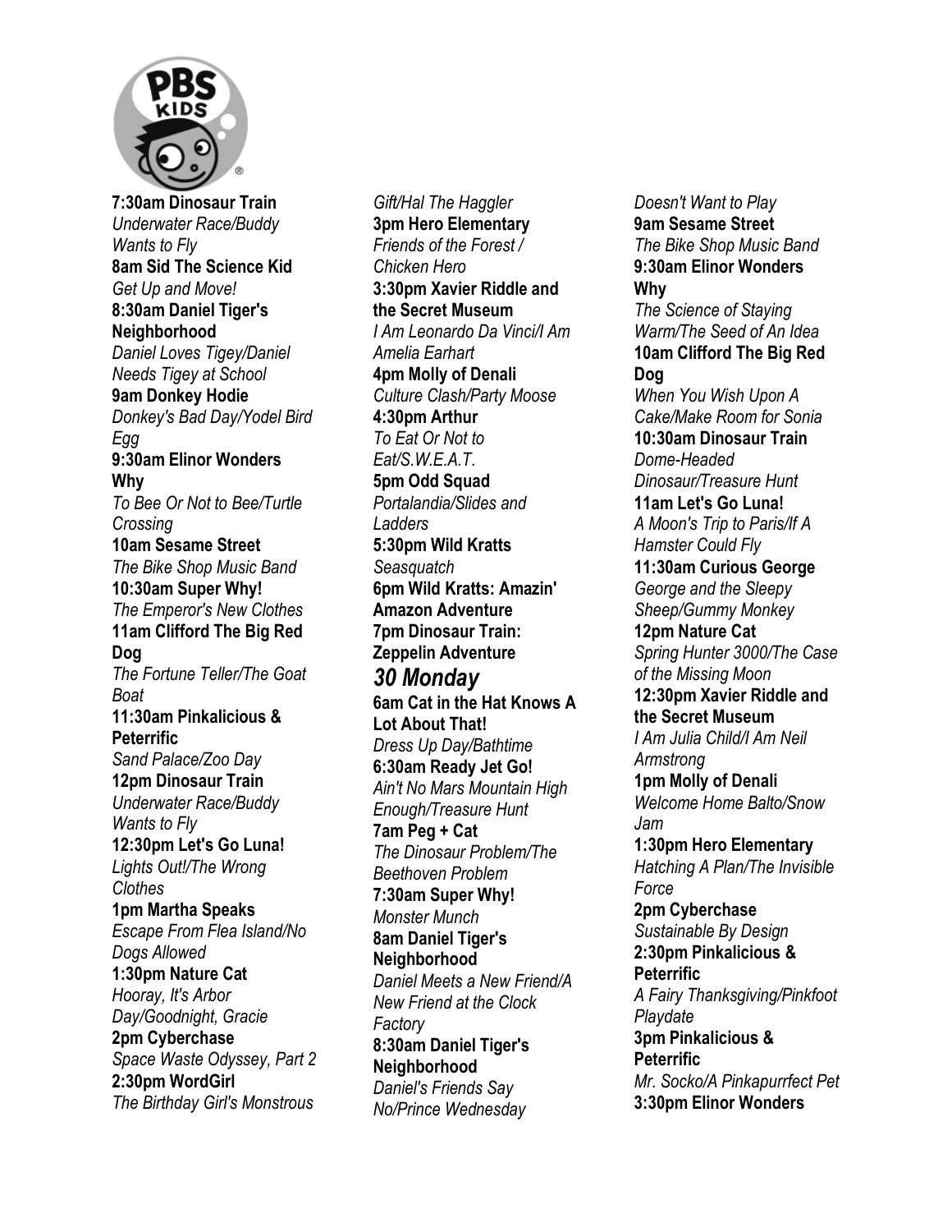**7:30am Dinosaur Train**
*Underwater Race/Buddy Wants to Fly*
**8am Sid The Science Kid**
*Get Up and Move!*
**8:30am Daniel Tiger's Neighborhood**
*Daniel Loves Tigey/Daniel Needs Tigey at School*
**9am Donkey Hodie**
*Donkey's Bad Day/Yodel Bird Egg*
**9:30am Elinor Wonders Why**
*To Bee Or Not to Bee/Turtle Crossing*
**10am Sesame Street**
*The Bike Shop Music Band*
**10:30am Super Why!**
*The Emperor's New Clothes*
**11am Clifford The Big Red Dog**
*The Fortune Teller/The Goat Boat*
**11:30am Pinkalicious & Peterrific**
*Sand Palace/Zoo Day*
**12pm Dinosaur Train**
*Underwater Race/Buddy Wants to Fly*
**12:30pm Let's Go Luna!**
*Lights Out!/The Wrong Clothes*
**1pm Martha Speaks**
*Escape From Flea Island/No Dogs Allowed*
**1:30pm Nature Cat**
*Hooray, It's Arbor Day/Goodnight, Gracie*
**2pm Cyberchase**
*Space Waste Odyssey, Part 2*
**2:30pm WordGirl**
*The Birthday Girl's Monstrous Gift/Hal The Haggler*
**3pm Hero Elementary**
*Friends of the Forest / Chicken Hero*
**3:30pm Xavier Riddle and the Secret Museum**
*I Am Leonardo Da Vinci/I Am Amelia Earhart*
**4pm Molly of Denali**
*Culture Clash/Party Moose*
**4:30pm Arthur**
*To Eat Or Not to Eat/S.W.E.A.T.*
**5pm Odd Squad**
*Portalandia/Slides and Ladders*
**5:30pm Wild Kratts**
*Seasquatch*
**6pm Wild Kratts: Amazin' Amazon Adventure**
**7pm Dinosaur Train: Zeppelin Adventure**

## *30 Monday*

**6am Cat in the Hat Knows A Lot About That!**
*Dress Up Day/Bathtime*
**6:30am Ready Jet Go!**
*Ain't No Mars Mountain High Enough/Treasure Hunt*
**7am Peg + Cat**
*The Dinosaur Problem/The Beethoven Problem*
**7:30am Super Why!**
*Monster Munch*
**8am Daniel Tiger's Neighborhood**
*Daniel Meets a New Friend/A New Friend at the Clock Factory*
**8:30am Daniel Tiger's Neighborhood**
*Daniel's Friends Say No/Prince Wednesday Doesn't Want to Play*
**9am Sesame Street**
*The Bike Shop Music Band*
**9:30am Elinor Wonders Why**
*The Science of Staying Warm/The Seed of An Idea*
**10am Clifford The Big Red Dog**
*When You Wish Upon A Cake/Make Room for Sonia*
**10:30am Dinosaur Train**
*Dome-Headed Dinosaur/Treasure Hunt*
**11am Let's Go Luna!**
*A Moon's Trip to Paris/If A Hamster Could Fly*
**11:30am Curious George**
*George and the Sleepy Sheep/Gummy Monkey*
**12pm Nature Cat**
*Spring Hunter 3000/The Case of the Missing Moon*
**12:30pm Xavier Riddle and the Secret Museum**
*I Am Julia Child/I Am Neil Armstrong*
**1pm Molly of Denali**
*Welcome Home Balto/Snow Jam*
**1:30pm Hero Elementary**
*Hatching A Plan/The Invisible Force*
**2pm Cyberchase**
*Sustainable By Design*
**2:30pm Pinkalicious & Peterrific**
*A Fairy Thanksgiving/Pinkfoot Playdate*
**3pm Pinkalicious & Peterrific**
*Mr. Socko/A Pinkapurrfect Pet*
**3:30pm Elinor Wonders**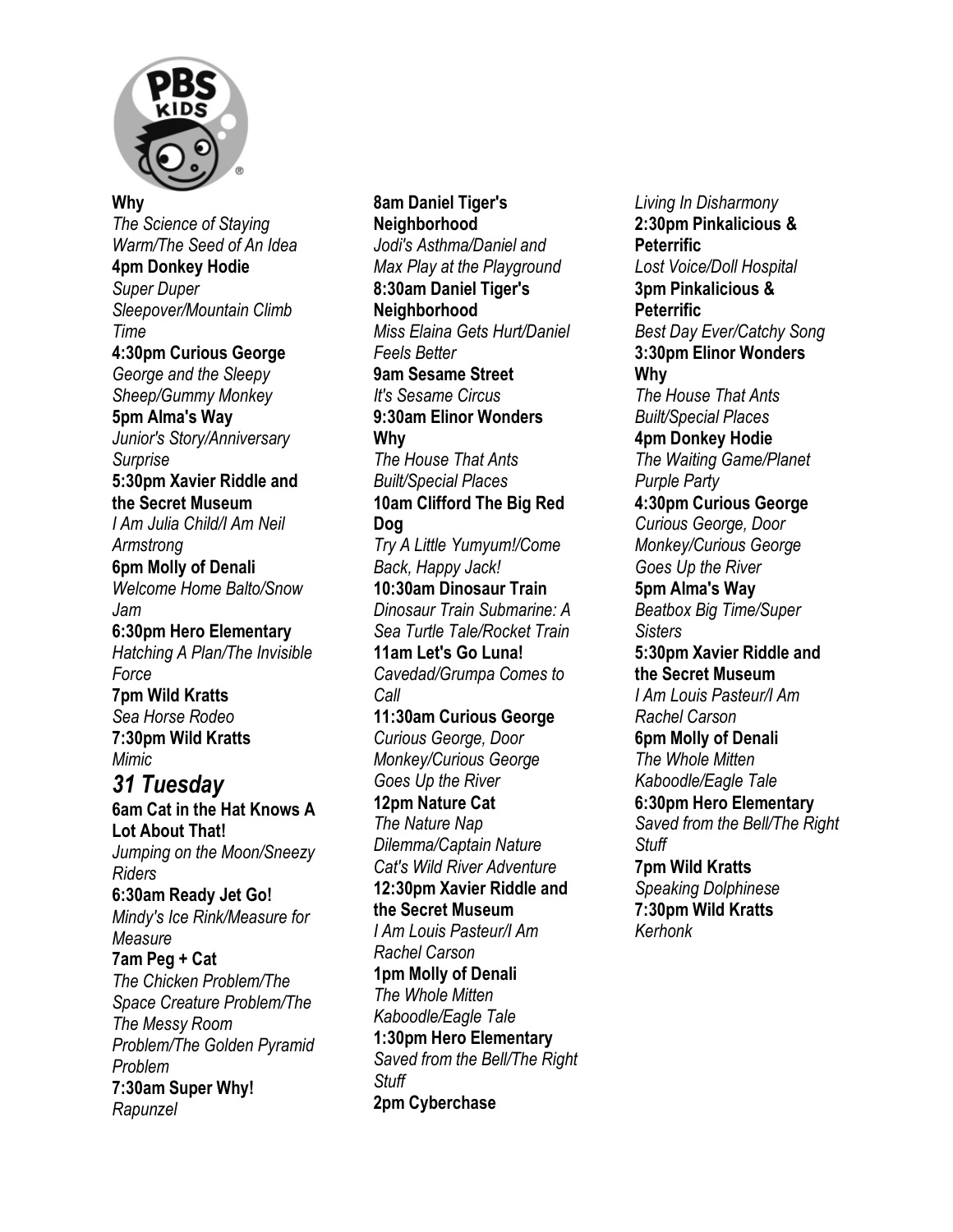**Why**
*The Science of Staying Warm/The Seed of An Idea*
**4pm Donkey Hodie**
*Super Duper Sleepover/Mountain Climb Time*
**4:30pm Curious George**
*George and the Sleepy Sheep/Gummy Monkey*
**5pm Alma's Way**
*Junior's Story/Anniversary Surprise*
**5:30pm Xavier Riddle and the Secret Museum**
*I Am Julia Child/I Am Neil Armstrong*
**6pm Molly of Denali**
*Welcome Home Balto/Snow Jam*
**6:30pm Hero Elementary**
*Hatching A Plan/The Invisible Force*
**7pm Wild Kratts**
*Sea Horse Rodeo*
**7:30pm Wild Kratts**
*Mimic*

## *31 Tuesday*

**6am Cat in the Hat Knows A Lot About That!**
*Jumping on the Moon/Sneezy Riders*
**6:30am Ready Jet Go!**
*Mindy's Ice Rink/Measure for Measure*
**7am Peg + Cat**
*The Chicken Problem/The Space Creature Problem/The The Messy Room Problem/The Golden Pyramid Problem*
**7:30am Super Why!**
*Rapunzel*
**8am Daniel Tiger's Neighborhood**
*Jodi's Asthma/Daniel and Max Play at the Playground*
**8:30am Daniel Tiger's Neighborhood**
*Miss Elaina Gets Hurt/Daniel Feels Better*
**9am Sesame Street**
*It's Sesame Circus*
**9:30am Elinor Wonders Why**
*The House That Ants Built/Special Places*
**10am Clifford The Big Red Dog**
*Try A Little Yumyum!/Come Back, Happy Jack!*
**10:30am Dinosaur Train**
*Dinosaur Train Submarine: A Sea Turtle Tale/Rocket Train*
**11am Let's Go Luna!**
*Cavedad/Grumpa Comes to Call*
**11:30am Curious George**
*Curious George, Door Monkey/Curious George Goes Up the River*
**12pm Nature Cat**
*The Nature Nap Dilemma/Captain Nature Cat's Wild River Adventure*
**12:30pm Xavier Riddle and the Secret Museum**
*I Am Louis Pasteur/I Am Rachel Carson*
**1pm Molly of Denali**
*The Whole Mitten Kaboodle/Eagle Tale*
**1:30pm Hero Elementary**
*Saved from the Bell/The Right Stuff*
**2pm Cyberchase**
*Living In Disharmony*
**2:30pm Pinkalicious & Peterrific**
*Lost Voice/Doll Hospital*
**3pm Pinkalicious & Peterrific**
*Best Day Ever/Catchy Song*
**3:30pm Elinor Wonders Why**
*The House That Ants Built/Special Places*
**4pm Donkey Hodie**
*The Waiting Game/Planet Purple Party*
**4:30pm Curious George**
*Curious George, Door Monkey/Curious George Goes Up the River*
**5pm Alma's Way**
*Beatbox Big Time/Super Sisters*
**5:30pm Xavier Riddle and the Secret Museum**
*I Am Louis Pasteur/I Am Rachel Carson*
**6pm Molly of Denali**
*The Whole Mitten Kaboodle/Eagle Tale*
**6:30pm Hero Elementary**
*Saved from the Bell/The Right Stuff*
**7pm Wild Kratts**
*Speaking Dolphinese*
**7:30pm Wild Kratts**
*Kerhonk*